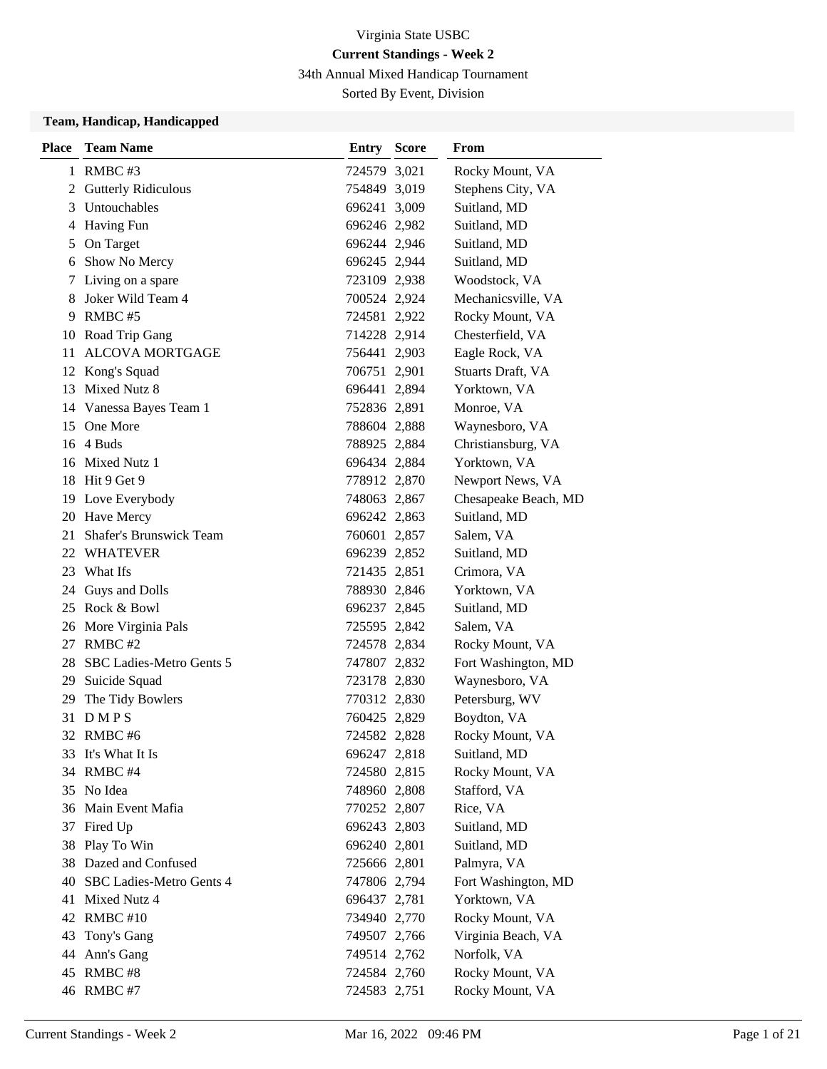Virginia State USBC

**Current Standings - Week 2**

34th Annual Mixed Handicap Tournament

Sorted By Event, Division

### Team, Handicap, Handicapped

| Place | Team Name | Entry | Score | From |
|---|---|---|---|---|
| 1 | RMBC #3 | 724579 | 3,021 | Rocky Mount, VA |
| 2 | Gutterly Ridiculous | 754849 | 3,019 | Stephens City, VA |
| 3 | Untouchables | 696241 | 3,009 | Suitland, MD |
| 4 | Having Fun | 696246 | 2,982 | Suitland, MD |
| 5 | On Target | 696244 | 2,946 | Suitland, MD |
| 6 | Show No Mercy | 696245 | 2,944 | Suitland, MD |
| 7 | Living on a spare | 723109 | 2,938 | Woodstock, VA |
| 8 | Joker Wild Team 4 | 700524 | 2,924 | Mechanicsville, VA |
| 9 | RMBC #5 | 724581 | 2,922 | Rocky Mount, VA |
| 10 | Road Trip Gang | 714228 | 2,914 | Chesterfield, VA |
| 11 | ALCOVA MORTGAGE | 756441 | 2,903 | Eagle Rock, VA |
| 12 | Kong's Squad | 706751 | 2,901 | Stuarts Draft, VA |
| 13 | Mixed Nutz 8 | 696441 | 2,894 | Yorktown, VA |
| 14 | Vanessa Bayes Team 1 | 752836 | 2,891 | Monroe, VA |
| 15 | One More | 788604 | 2,888 | Waynesboro, VA |
| 16 | 4 Buds | 788925 | 2,884 | Christiansburg, VA |
| 16 | Mixed Nutz 1 | 696434 | 2,884 | Yorktown, VA |
| 18 | Hit 9 Get 9 | 778912 | 2,870 | Newport News, VA |
| 19 | Love Everybody | 748063 | 2,867 | Chesapeake Beach, MD |
| 20 | Have Mercy | 696242 | 2,863 | Suitland, MD |
| 21 | Shafer's Brunswick Team | 760601 | 2,857 | Salem, VA |
| 22 | WHATEVER | 696239 | 2,852 | Suitland, MD |
| 23 | What Ifs | 721435 | 2,851 | Crimora, VA |
| 24 | Guys and Dolls | 788930 | 2,846 | Yorktown, VA |
| 25 | Rock & Bowl | 696237 | 2,845 | Suitland, MD |
| 26 | More Virginia Pals | 725595 | 2,842 | Salem, VA |
| 27 | RMBC #2 | 724578 | 2,834 | Rocky Mount, VA |
| 28 | SBC Ladies-Metro Gents 5 | 747807 | 2,832 | Fort Washington, MD |
| 29 | Suicide Squad | 723178 | 2,830 | Waynesboro, VA |
| 29 | The Tidy Bowlers | 770312 | 2,830 | Petersburg, WV |
| 31 | D M P S | 760425 | 2,829 | Boydton, VA |
| 32 | RMBC #6 | 724582 | 2,828 | Rocky Mount, VA |
| 33 | It's What It Is | 696247 | 2,818 | Suitland, MD |
| 34 | RMBC #4 | 724580 | 2,815 | Rocky Mount, VA |
| 35 | No Idea | 748960 | 2,808 | Stafford, VA |
| 36 | Main Event Mafia | 770252 | 2,807 | Rice, VA |
| 37 | Fired Up | 696243 | 2,803 | Suitland, MD |
| 38 | Play To Win | 696240 | 2,801 | Suitland, MD |
| 38 | Dazed and Confused | 725666 | 2,801 | Palmyra, VA |
| 40 | SBC Ladies-Metro Gents 4 | 747806 | 2,794 | Fort Washington, MD |
| 41 | Mixed Nutz 4 | 696437 | 2,781 | Yorktown, VA |
| 42 | RMBC #10 | 734940 | 2,770 | Rocky Mount, VA |
| 43 | Tony's Gang | 749507 | 2,766 | Virginia Beach, VA |
| 44 | Ann's Gang | 749514 | 2,762 | Norfolk, VA |
| 45 | RMBC #8 | 724584 | 2,760 | Rocky Mount, VA |
| 46 | RMBC #7 | 724583 | 2,751 | Rocky Mount, VA |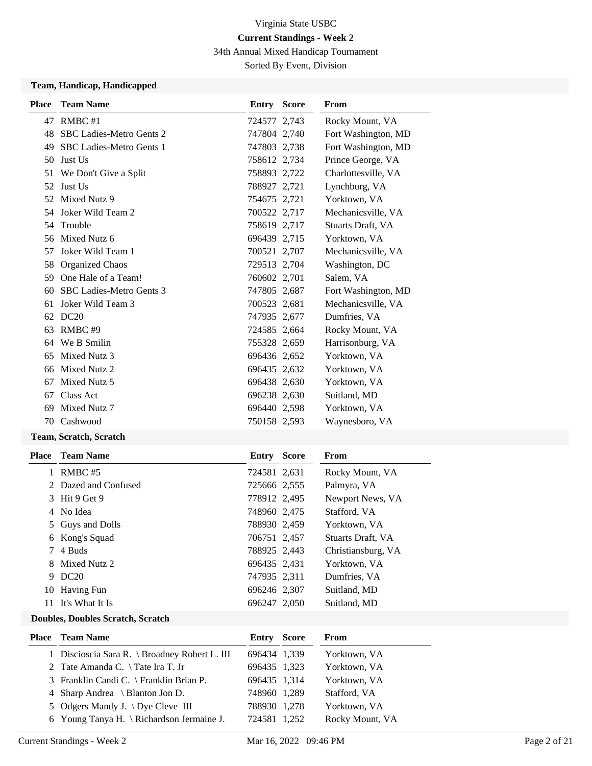# Virginia State USBC

**Current Standings - Week 2**

34th Annual Mixed Handicap Tournament

Sorted By Event, Division

## Team, Handicap, Handicapped

| Place | Team Name | Entry | Score | From |
|---|---|---|---|---|
| 47 | RMBC #1 | 724577 | 2,743 | Rocky Mount, VA |
| 48 | SBC Ladies-Metro Gents 2 | 747804 | 2,740 | Fort Washington, MD |
| 49 | SBC Ladies-Metro Gents 1 | 747803 | 2,738 | Fort Washington, MD |
| 50 | Just Us | 758612 | 2,734 | Prince George, VA |
| 51 | We Don't Give a Split | 758893 | 2,722 | Charlottesville, VA |
| 52 | Just Us | 788927 | 2,721 | Lynchburg, VA |
| 52 | Mixed Nutz 9 | 754675 | 2,721 | Yorktown, VA |
| 54 | Joker Wild Team 2 | 700522 | 2,717 | Mechanicsville, VA |
| 54 | Trouble | 758619 | 2,717 | Stuarts Draft, VA |
| 56 | Mixed Nutz 6 | 696439 | 2,715 | Yorktown, VA |
| 57 | Joker Wild Team 1 | 700521 | 2,707 | Mechanicsville, VA |
| 58 | Organized Chaos | 729513 | 2,704 | Washington, DC |
| 59 | One Hale of a Team! | 760602 | 2,701 | Salem, VA |
| 60 | SBC Ladies-Metro Gents 3 | 747805 | 2,687 | Fort Washington, MD |
| 61 | Joker Wild Team 3 | 700523 | 2,681 | Mechanicsville, VA |
| 62 | DC20 | 747935 | 2,677 | Dumfries, VA |
| 63 | RMBC #9 | 724585 | 2,664 | Rocky Mount, VA |
| 64 | We B Smilin | 755328 | 2,659 | Harrisonburg, VA |
| 65 | Mixed Nutz 3 | 696436 | 2,652 | Yorktown, VA |
| 66 | Mixed Nutz 2 | 696435 | 2,632 | Yorktown, VA |
| 67 | Mixed Nutz 5 | 696438 | 2,630 | Yorktown, VA |
| 67 | Class Act | 696238 | 2,630 | Suitland, MD |
| 69 | Mixed Nutz 7 | 696440 | 2,598 | Yorktown, VA |
| 70 | Cashwood | 750158 | 2,593 | Waynesboro, VA |

## Team, Scratch, Scratch

| Place | Team Name | Entry | Score | From |
|---|---|---|---|---|
| 1 | RMBC #5 | 724581 | 2,631 | Rocky Mount, VA |
| 2 | Dazed and Confused | 725666 | 2,555 | Palmyra, VA |
| 3 | Hit 9 Get 9 | 778912 | 2,495 | Newport News, VA |
| 4 | No Idea | 748960 | 2,475 | Stafford, VA |
| 5 | Guys and Dolls | 788930 | 2,459 | Yorktown, VA |
| 6 | Kong's Squad | 706751 | 2,457 | Stuarts Draft, VA |
| 7 | 4 Buds | 788925 | 2,443 | Christiansburg, VA |
| 8 | Mixed Nutz 2 | 696435 | 2,431 | Yorktown, VA |
| 9 | DC20 | 747935 | 2,311 | Dumfries, VA |
| 10 | Having Fun | 696246 | 2,307 | Suitland, MD |
| 11 | It's What It Is | 696247 | 2,050 | Suitland, MD |

## Doubles, Doubles Scratch, Scratch

| Place | Team Name | Entry | Score | From |
|---|---|---|---|---|
| 1 | Discioscia Sara R. \ Broadney Robert L. III | 696434 | 1,339 | Yorktown, VA |
| 2 | Tate Amanda C. \ Tate Ira T. Jr | 696435 | 1,323 | Yorktown, VA |
| 3 | Franklin Candi C. \ Franklin Brian P. | 696435 | 1,314 | Yorktown, VA |
| 4 | Sharp Andrea \ Blanton Jon D. | 748960 | 1,289 | Stafford, VA |
| 5 | Odgers Mandy J. \ Dye Cleve III | 788930 | 1,278 | Yorktown, VA |
| 6 | Young Tanya H. \ Richardson Jermaine J. | 724581 | 1,252 | Rocky Mount, VA |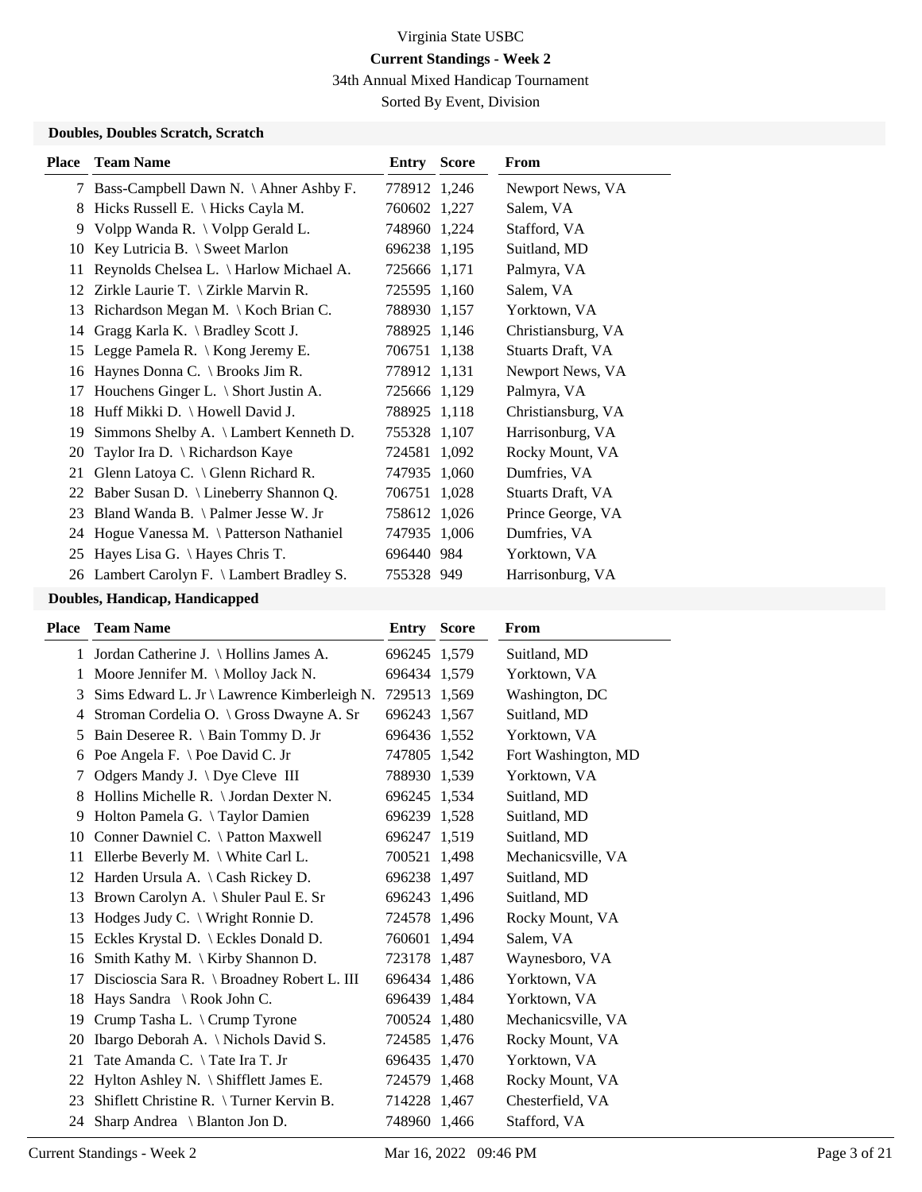Virginia State USBC

**Current Standings - Week 2**

34th Annual Mixed Handicap Tournament

Sorted By Event, Division

### Doubles, Doubles Scratch, Scratch

| Place | Team Name | Entry | Score | From |
|---|---|---|---|---|
| 7 | Bass-Campbell Dawn N. \ Ahner Ashby F. | 778912 | 1,246 | Newport News, VA |
| 8 | Hicks Russell E. \ Hicks Cayla M. | 760602 | 1,227 | Salem, VA |
| 9 | Volpp Wanda R. \ Volpp Gerald L. | 748960 | 1,224 | Stafford, VA |
| 10 | Key Lutricia B. \ Sweet Marlon | 696238 | 1,195 | Suitland, MD |
| 11 | Reynolds Chelsea L. \ Harlow Michael A. | 725666 | 1,171 | Palmyra, VA |
| 12 | Zirkle Laurie T. \ Zirkle Marvin R. | 725595 | 1,160 | Salem, VA |
| 13 | Richardson Megan M. \ Koch Brian C. | 788930 | 1,157 | Yorktown, VA |
| 14 | Gragg Karla K. \ Bradley Scott J. | 788925 | 1,146 | Christiansburg, VA |
| 15 | Legge Pamela R. \ Kong Jeremy E. | 706751 | 1,138 | Stuarts Draft, VA |
| 16 | Haynes Donna C. \ Brooks Jim R. | 778912 | 1,131 | Newport News, VA |
| 17 | Houchens Ginger L. \ Short Justin A. | 725666 | 1,129 | Palmyra, VA |
| 18 | Huff Mikki D. \ Howell David J. | 788925 | 1,118 | Christiansburg, VA |
| 19 | Simmons Shelby A. \ Lambert Kenneth D. | 755328 | 1,107 | Harrisonburg, VA |
| 20 | Taylor Ira D. \ Richardson Kaye | 724581 | 1,092 | Rocky Mount, VA |
| 21 | Glenn Latoya C. \ Glenn Richard R. | 747935 | 1,060 | Dumfries, VA |
| 22 | Baber Susan D. \ Lineberry Shannon Q. | 706751 | 1,028 | Stuarts Draft, VA |
| 23 | Bland Wanda B. \ Palmer Jesse W. Jr | 758612 | 1,026 | Prince George, VA |
| 24 | Hogue Vanessa M. \ Patterson Nathaniel | 747935 | 1,006 | Dumfries, VA |
| 25 | Hayes Lisa G. \ Hayes Chris T. | 696440 | 984 | Yorktown, VA |
| 26 | Lambert Carolyn F. \ Lambert Bradley S. | 755328 | 949 | Harrisonburg, VA |

### Doubles, Handicap, Handicapped

| Place | Team Name | Entry | Score | From |
|---|---|---|---|---|
| 1 | Jordan Catherine J. \ Hollins James A. | 696245 | 1,579 | Suitland, MD |
| 1 | Moore Jennifer M. \ Molloy Jack N. | 696434 | 1,579 | Yorktown, VA |
| 3 | Sims Edward L. Jr \ Lawrence Kimberleigh N. | 729513 | 1,569 | Washington, DC |
| 4 | Stroman Cordelia O. \ Gross Dwayne A. Sr | 696243 | 1,567 | Suitland, MD |
| 5 | Bain Deseree R. \ Bain Tommy D. Jr | 696436 | 1,552 | Yorktown, VA |
| 6 | Poe Angela F. \ Poe David C. Jr | 747805 | 1,542 | Fort Washington, MD |
| 7 | Odgers Mandy J. \ Dye Cleve III | 788930 | 1,539 | Yorktown, VA |
| 8 | Hollins Michelle R. \ Jordan Dexter N. | 696245 | 1,534 | Suitland, MD |
| 9 | Holton Pamela G. \ Taylor Damien | 696239 | 1,528 | Suitland, MD |
| 10 | Conner Dawniel C. \ Patton Maxwell | 696247 | 1,519 | Suitland, MD |
| 11 | Ellerbe Beverly M. \ White Carl L. | 700521 | 1,498 | Mechanicsville, VA |
| 12 | Harden Ursula A. \ Cash Rickey D. | 696238 | 1,497 | Suitland, MD |
| 13 | Brown Carolyn A. \ Shuler Paul E. Sr | 696243 | 1,496 | Suitland, MD |
| 13 | Hodges Judy C. \ Wright Ronnie D. | 724578 | 1,496 | Rocky Mount, VA |
| 15 | Eckles Krystal D. \ Eckles Donald D. | 760601 | 1,494 | Salem, VA |
| 16 | Smith Kathy M. \ Kirby Shannon D. | 723178 | 1,487 | Waynesboro, VA |
| 17 | Discioscia Sara R. \ Broadney Robert L. III | 696434 | 1,486 | Yorktown, VA |
| 18 | Hays Sandra \ Rook John C. | 696439 | 1,484 | Yorktown, VA |
| 19 | Crump Tasha L. \ Crump Tyrone | 700524 | 1,480 | Mechanicsville, VA |
| 20 | Ibargo Deborah A. \ Nichols David S. | 724585 | 1,476 | Rocky Mount, VA |
| 21 | Tate Amanda C. \ Tate Ira T. Jr | 696435 | 1,470 | Yorktown, VA |
| 22 | Hylton Ashley N. \ Shifflett James E. | 724579 | 1,468 | Rocky Mount, VA |
| 23 | Shiflett Christine R. \ Turner Kervin B. | 714228 | 1,467 | Chesterfield, VA |
| 24 | Sharp Andrea \ Blanton Jon D. | 748960 | 1,466 | Stafford, VA |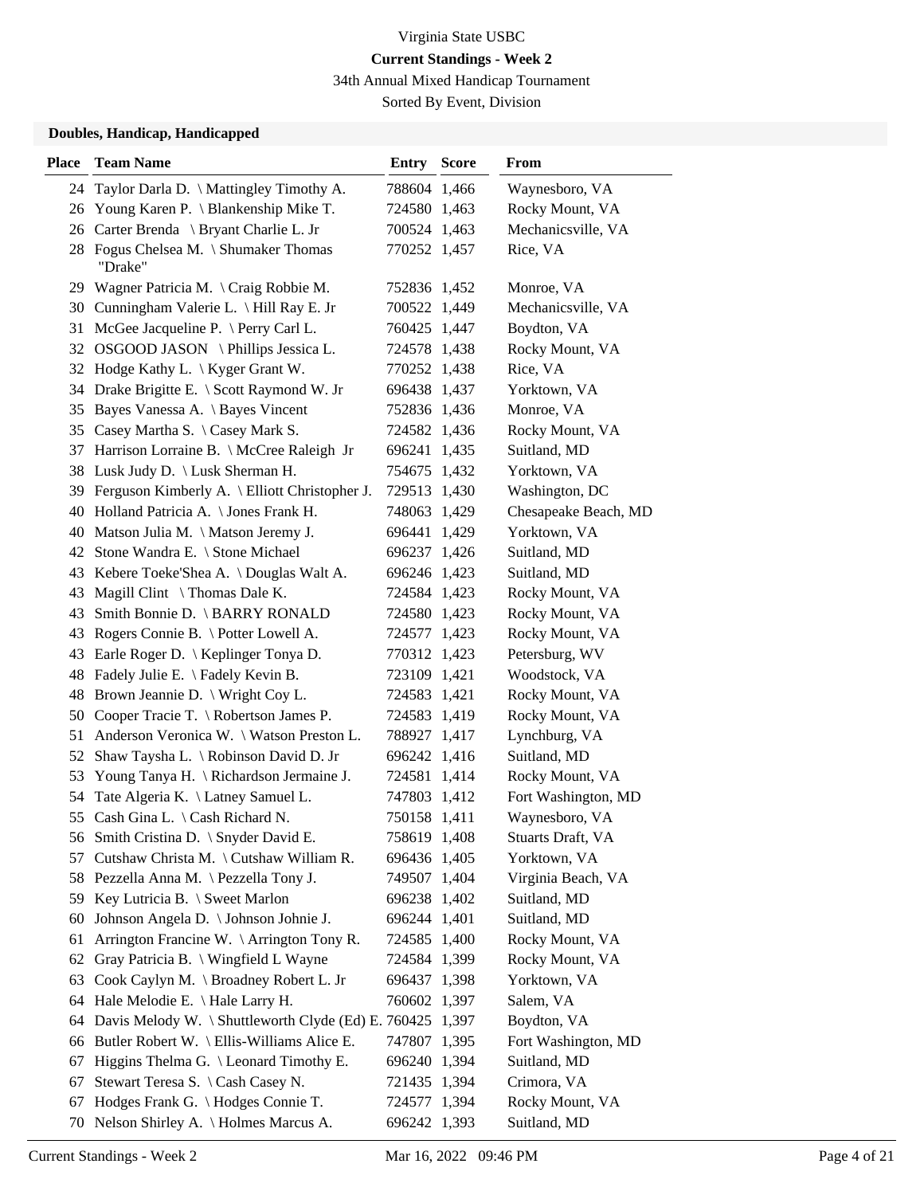Virginia State USBC

**Current Standings - Week 2**

34th Annual Mixed Handicap Tournament

Sorted By Event, Division

### Doubles, Handicap, Handicapped

| Place | Team Name | Entry | Score | From |
|---|---|---|---|---|
| 24 | Taylor Darla D. \ Mattingley Timothy A. | 788604 | 1,466 | Waynesboro, VA |
| 26 | Young Karen P. \ Blankenship Mike T. | 724580 | 1,463 | Rocky Mount, VA |
| 26 | Carter Brenda \ Bryant Charlie L. Jr | 700524 | 1,463 | Mechanicsville, VA |
| 28 | Fogus Chelsea M. \ Shumaker Thomas "Drake" | 770252 | 1,457 | Rice, VA |
| 29 | Wagner Patricia M. \ Craig Robbie M. | 752836 | 1,452 | Monroe, VA |
| 30 | Cunningham Valerie L. \ Hill Ray E. Jr | 700522 | 1,449 | Mechanicsville, VA |
| 31 | McGee Jacqueline P. \ Perry Carl L. | 760425 | 1,447 | Boydton, VA |
| 32 | OSGOOD JASON \ Phillips Jessica L. | 724578 | 1,438 | Rocky Mount, VA |
| 32 | Hodge Kathy L. \ Kyger Grant W. | 770252 | 1,438 | Rice, VA |
| 34 | Drake Brigitte E. \ Scott Raymond W. Jr | 696438 | 1,437 | Yorktown, VA |
| 35 | Bayes Vanessa A. \ Bayes Vincent | 752836 | 1,436 | Monroe, VA |
| 35 | Casey Martha S. \ Casey Mark S. | 724582 | 1,436 | Rocky Mount, VA |
| 37 | Harrison Lorraine B. \ McCree Raleigh Jr | 696241 | 1,435 | Suitland, MD |
| 38 | Lusk Judy D. \ Lusk Sherman H. | 754675 | 1,432 | Yorktown, VA |
| 39 | Ferguson Kimberly A. \ Elliott Christopher J. | 729513 | 1,430 | Washington, DC |
| 40 | Holland Patricia A. \ Jones Frank H. | 748063 | 1,429 | Chesapeake Beach, MD |
| 40 | Matson Julia M. \ Matson Jeremy J. | 696441 | 1,429 | Yorktown, VA |
| 42 | Stone Wandra E. \ Stone Michael | 696237 | 1,426 | Suitland, MD |
| 43 | Kebere Toeke'Shea A. \ Douglas Walt A. | 696246 | 1,423 | Suitland, MD |
| 43 | Magill Clint \ Thomas Dale K. | 724584 | 1,423 | Rocky Mount, VA |
| 43 | Smith Bonnie D. \ BARRY RONALD | 724580 | 1,423 | Rocky Mount, VA |
| 43 | Rogers Connie B. \ Potter Lowell A. | 724577 | 1,423 | Rocky Mount, VA |
| 43 | Earle Roger D. \ Keplinger Tonya D. | 770312 | 1,423 | Petersburg, WV |
| 48 | Fadely Julie E. \ Fadely Kevin B. | 723109 | 1,421 | Woodstock, VA |
| 48 | Brown Jeannie D. \ Wright Coy L. | 724583 | 1,421 | Rocky Mount, VA |
| 50 | Cooper Tracie T. \ Robertson James P. | 724583 | 1,419 | Rocky Mount, VA |
| 51 | Anderson Veronica W. \ Watson Preston L. | 788927 | 1,417 | Lynchburg, VA |
| 52 | Shaw Taysha L. \ Robinson David D. Jr | 696242 | 1,416 | Suitland, MD |
| 53 | Young Tanya H. \ Richardson Jermaine J. | 724581 | 1,414 | Rocky Mount, VA |
| 54 | Tate Algeria K. \ Latney Samuel L. | 747803 | 1,412 | Fort Washington, MD |
| 55 | Cash Gina L. \ Cash Richard N. | 750158 | 1,411 | Waynesboro, VA |
| 56 | Smith Cristina D. \ Snyder David E. | 758619 | 1,408 | Stuarts Draft, VA |
| 57 | Cutshaw Christa M. \ Cutshaw William R. | 696436 | 1,405 | Yorktown, VA |
| 58 | Pezzella Anna M. \ Pezzella Tony J. | 749507 | 1,404 | Virginia Beach, VA |
| 59 | Key Lutricia B. \ Sweet Marlon | 696238 | 1,402 | Suitland, MD |
| 60 | Johnson Angela D. \ Johnson Johnie J. | 696244 | 1,401 | Suitland, MD |
| 61 | Arrington Francine W. \ Arrington Tony R. | 724585 | 1,400 | Rocky Mount, VA |
| 62 | Gray Patricia B. \ Wingfield L Wayne | 724584 | 1,399 | Rocky Mount, VA |
| 63 | Cook Caylyn M. \ Broadney Robert L. Jr | 696437 | 1,398 | Yorktown, VA |
| 64 | Hale Melodie E. \ Hale Larry H. | 760602 | 1,397 | Salem, VA |
| 64 | Davis Melody W. \ Shuttleworth Clyde (Ed) E. | 760425 | 1,397 | Boydton, VA |
| 66 | Butler Robert W. \ Ellis-Williams Alice E. | 747807 | 1,395 | Fort Washington, MD |
| 67 | Higgins Thelma G. \ Leonard Timothy E. | 696240 | 1,394 | Suitland, MD |
| 67 | Stewart Teresa S. \ Cash Casey N. | 721435 | 1,394 | Crimora, VA |
| 67 | Hodges Frank G. \ Hodges Connie T. | 724577 | 1,394 | Rocky Mount, VA |
| 70 | Nelson Shirley A. \ Holmes Marcus A. | 696242 | 1,393 | Suitland, MD |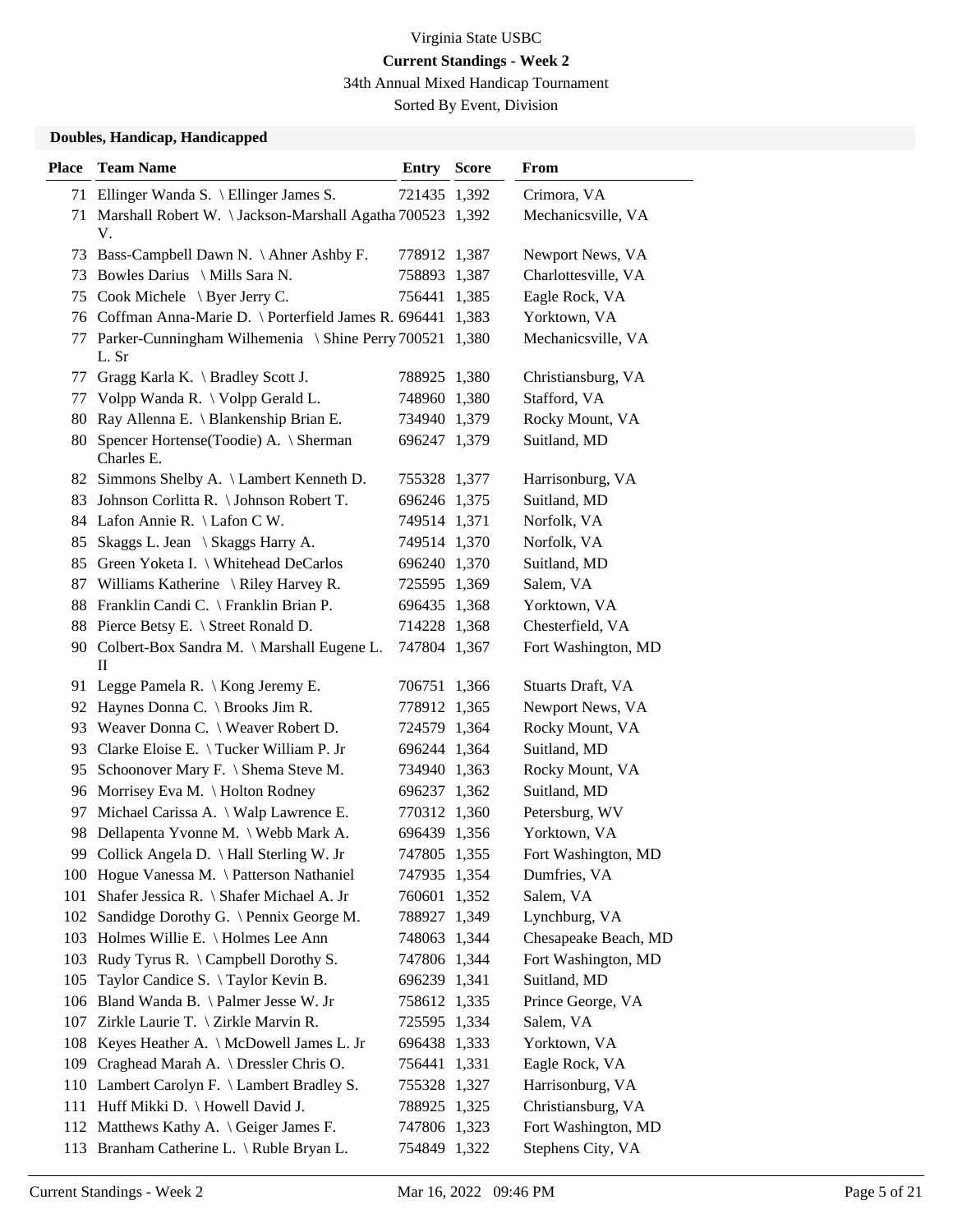Virginia State USBC

**Current Standings - Week 2**

34th Annual Mixed Handicap Tournament

Sorted By Event, Division

### Doubles, Handicap, Handicapped

| Place | Team Name | Entry | Score | From |
|---|---|---|---|---|
| 71 | Ellinger Wanda S. \ Ellinger James S. | 721435 | 1,392 | Crimora, VA |
| 71 | Marshall Robert W. \ Jackson-Marshall Agatha V. | 700523 | 1,392 | Mechanicsville, VA |
| 73 | Bass-Campbell Dawn N. \ Ahner Ashby F. | 778912 | 1,387 | Newport News, VA |
| 73 | Bowles Darius \ Mills Sara N. | 758893 | 1,387 | Charlottesville, VA |
| 75 | Cook Michele \ Byer Jerry C. | 756441 | 1,385 | Eagle Rock, VA |
| 76 | Coffman Anna-Marie D. \ Porterfield James R. | 696441 | 1,383 | Yorktown, VA |
| 77 | Parker-Cunningham Wilhemenia \ Shine Perry L. Sr | 700521 | 1,380 | Mechanicsville, VA |
| 77 | Gragg Karla K. \ Bradley Scott J. | 788925 | 1,380 | Christiansburg, VA |
| 77 | Volpp Wanda R. \ Volpp Gerald L. | 748960 | 1,380 | Stafford, VA |
| 80 | Ray Allenna E. \ Blankenship Brian E. | 734940 | 1,379 | Rocky Mount, VA |
| 80 | Spencer Hortense(Toodie) A. \ Sherman Charles E. | 696247 | 1,379 | Suitland, MD |
| 82 | Simmons Shelby A. \ Lambert Kenneth D. | 755328 | 1,377 | Harrisonburg, VA |
| 83 | Johnson Corlitta R. \ Johnson Robert T. | 696246 | 1,375 | Suitland, MD |
| 84 | Lafon Annie R. \ Lafon C W. | 749514 | 1,371 | Norfolk, VA |
| 85 | Skaggs L. Jean \ Skaggs Harry A. | 749514 | 1,370 | Norfolk, VA |
| 85 | Green Yoketa I. \ Whitehead DeCarlos | 696240 | 1,370 | Suitland, MD |
| 87 | Williams Katherine \ Riley Harvey R. | 725595 | 1,369 | Salem, VA |
| 88 | Franklin Candi C. \ Franklin Brian P. | 696435 | 1,368 | Yorktown, VA |
| 88 | Pierce Betsy E. \ Street Ronald D. | 714228 | 1,368 | Chesterfield, VA |
| 90 | Colbert-Box Sandra M. \ Marshall Eugene L. II | 747804 | 1,367 | Fort Washington, MD |
| 91 | Legge Pamela R. \ Kong Jeremy E. | 706751 | 1,366 | Stuarts Draft, VA |
| 92 | Haynes Donna C. \ Brooks Jim R. | 778912 | 1,365 | Newport News, VA |
| 93 | Weaver Donna C. \ Weaver Robert D. | 724579 | 1,364 | Rocky Mount, VA |
| 93 | Clarke Eloise E. \ Tucker William P. Jr | 696244 | 1,364 | Suitland, MD |
| 95 | Schoonover Mary F. \ Shema Steve M. | 734940 | 1,363 | Rocky Mount, VA |
| 96 | Morrisey Eva M. \ Holton Rodney | 696237 | 1,362 | Suitland, MD |
| 97 | Michael Carissa A. \ Walp Lawrence E. | 770312 | 1,360 | Petersburg, WV |
| 98 | Dellapenta Yvonne M. \ Webb Mark A. | 696439 | 1,356 | Yorktown, VA |
| 99 | Collick Angela D. \ Hall Sterling W. Jr | 747805 | 1,355 | Fort Washington, MD |
| 100 | Hogue Vanessa M. \ Patterson Nathaniel | 747935 | 1,354 | Dumfries, VA |
| 101 | Shafer Jessica R. \ Shafer Michael A. Jr | 760601 | 1,352 | Salem, VA |
| 102 | Sandidge Dorothy G. \ Pennix George M. | 788927 | 1,349 | Lynchburg, VA |
| 103 | Holmes Willie E. \ Holmes Lee Ann | 748063 | 1,344 | Chesapeake Beach, MD |
| 103 | Rudy Tyrus R. \ Campbell Dorothy S. | 747806 | 1,344 | Fort Washington, MD |
| 105 | Taylor Candice S. \ Taylor Kevin B. | 696239 | 1,341 | Suitland, MD |
| 106 | Bland Wanda B. \ Palmer Jesse W. Jr | 758612 | 1,335 | Prince George, VA |
| 107 | Zirkle Laurie T. \ Zirkle Marvin R. | 725595 | 1,334 | Salem, VA |
| 108 | Keyes Heather A. \ McDowell James L. Jr | 696438 | 1,333 | Yorktown, VA |
| 109 | Craghead Marah A. \ Dressler Chris O. | 756441 | 1,331 | Eagle Rock, VA |
| 110 | Lambert Carolyn F. \ Lambert Bradley S. | 755328 | 1,327 | Harrisonburg, VA |
| 111 | Huff Mikki D. \ Howell David J. | 788925 | 1,325 | Christiansburg, VA |
| 112 | Matthews Kathy A. \ Geiger James F. | 747806 | 1,323 | Fort Washington, MD |
| 113 | Branham Catherine L. \ Ruble Bryan L. | 754849 | 1,322 | Stephens City, VA |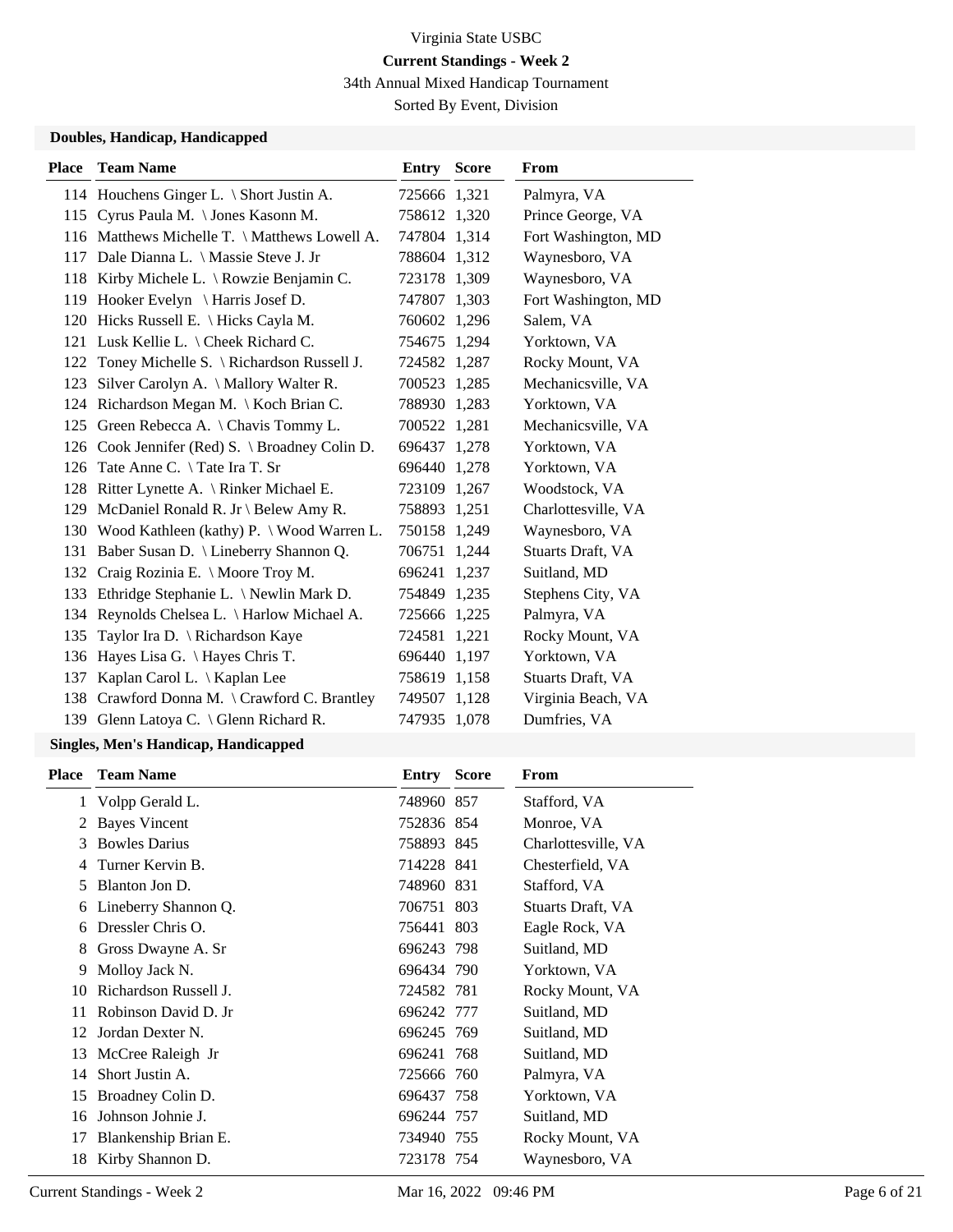Virginia State USBC

**Current Standings - Week 2**

34th Annual Mixed Handicap Tournament

Sorted By Event, Division

### Doubles, Handicap, Handicapped

| Place | Team Name | Entry | Score | From |
|---|---|---|---|---|
| 114 | Houchens Ginger L. \ Short Justin A. | 725666 | 1,321 | Palmyra, VA |
| 115 | Cyrus Paula M. \ Jones Kasonn M. | 758612 | 1,320 | Prince George, VA |
| 116 | Matthews Michelle T. \ Matthews Lowell A. | 747804 | 1,314 | Fort Washington, MD |
| 117 | Dale Dianna L. \ Massie Steve J. Jr | 788604 | 1,312 | Waynesboro, VA |
| 118 | Kirby Michele L. \ Rowzie Benjamin C. | 723178 | 1,309 | Waynesboro, VA |
| 119 | Hooker Evelyn \ Harris Josef D. | 747807 | 1,303 | Fort Washington, MD |
| 120 | Hicks Russell E. \ Hicks Cayla M. | 760602 | 1,296 | Salem, VA |
| 121 | Lusk Kellie L. \ Cheek Richard C. | 754675 | 1,294 | Yorktown, VA |
| 122 | Toney Michelle S. \ Richardson Russell J. | 724582 | 1,287 | Rocky Mount, VA |
| 123 | Silver Carolyn A. \ Mallory Walter R. | 700523 | 1,285 | Mechanicsville, VA |
| 124 | Richardson Megan M. \ Koch Brian C. | 788930 | 1,283 | Yorktown, VA |
| 125 | Green Rebecca A. \ Chavis Tommy L. | 700522 | 1,281 | Mechanicsville, VA |
| 126 | Cook Jennifer (Red) S. \ Broadney Colin D. | 696437 | 1,278 | Yorktown, VA |
| 126 | Tate Anne C. \ Tate Ira T. Sr | 696440 | 1,278 | Yorktown, VA |
| 128 | Ritter Lynette A. \ Rinker Michael E. | 723109 | 1,267 | Woodstock, VA |
| 129 | McDaniel Ronald R. Jr \ Belew Amy R. | 758893 | 1,251 | Charlottesville, VA |
| 130 | Wood Kathleen (kathy) P. \ Wood Warren L. | 750158 | 1,249 | Waynesboro, VA |
| 131 | Baber Susan D. \ Lineberry Shannon Q. | 706751 | 1,244 | Stuarts Draft, VA |
| 132 | Craig Rozinia E. \ Moore Troy M. | 696241 | 1,237 | Suitland, MD |
| 133 | Ethridge Stephanie L. \ Newlin Mark D. | 754849 | 1,235 | Stephens City, VA |
| 134 | Reynolds Chelsea L. \ Harlow Michael A. | 725666 | 1,225 | Palmyra, VA |
| 135 | Taylor Ira D. \ Richardson Kaye | 724581 | 1,221 | Rocky Mount, VA |
| 136 | Hayes Lisa G. \ Hayes Chris T. | 696440 | 1,197 | Yorktown, VA |
| 137 | Kaplan Carol L. \ Kaplan Lee | 758619 | 1,158 | Stuarts Draft, VA |
| 138 | Crawford Donna M. \ Crawford C. Brantley | 749507 | 1,128 | Virginia Beach, VA |
| 139 | Glenn Latoya C. \ Glenn Richard R. | 747935 | 1,078 | Dumfries, VA |

### Singles, Men's Handicap, Handicapped

| Place | Team Name | Entry | Score | From |
|---|---|---|---|---|
| 1 | Volpp Gerald L. | 748960 | 857 | Stafford, VA |
| 2 | Bayes Vincent | 752836 | 854 | Monroe, VA |
| 3 | Bowles Darius | 758893 | 845 | Charlottesville, VA |
| 4 | Turner Kervin B. | 714228 | 841 | Chesterfield, VA |
| 5 | Blanton Jon D. | 748960 | 831 | Stafford, VA |
| 6 | Lineberry Shannon Q. | 706751 | 803 | Stuarts Draft, VA |
| 6 | Dressler Chris O. | 756441 | 803 | Eagle Rock, VA |
| 8 | Gross Dwayne A. Sr | 696243 | 798 | Suitland, MD |
| 9 | Molloy Jack N. | 696434 | 790 | Yorktown, VA |
| 10 | Richardson Russell J. | 724582 | 781 | Rocky Mount, VA |
| 11 | Robinson David D. Jr | 696242 | 777 | Suitland, MD |
| 12 | Jordan Dexter N. | 696245 | 769 | Suitland, MD |
| 13 | McCree Raleigh Jr | 696241 | 768 | Suitland, MD |
| 14 | Short Justin A. | 725666 | 760 | Palmyra, VA |
| 15 | Broadney Colin D. | 696437 | 758 | Yorktown, VA |
| 16 | Johnson Johnie J. | 696244 | 757 | Suitland, MD |
| 17 | Blankenship Brian E. | 734940 | 755 | Rocky Mount, VA |
| 18 | Kirby Shannon D. | 723178 | 754 | Waynesboro, VA |

Current Standings - Week 2 Mar 16, 2022 09:46 PM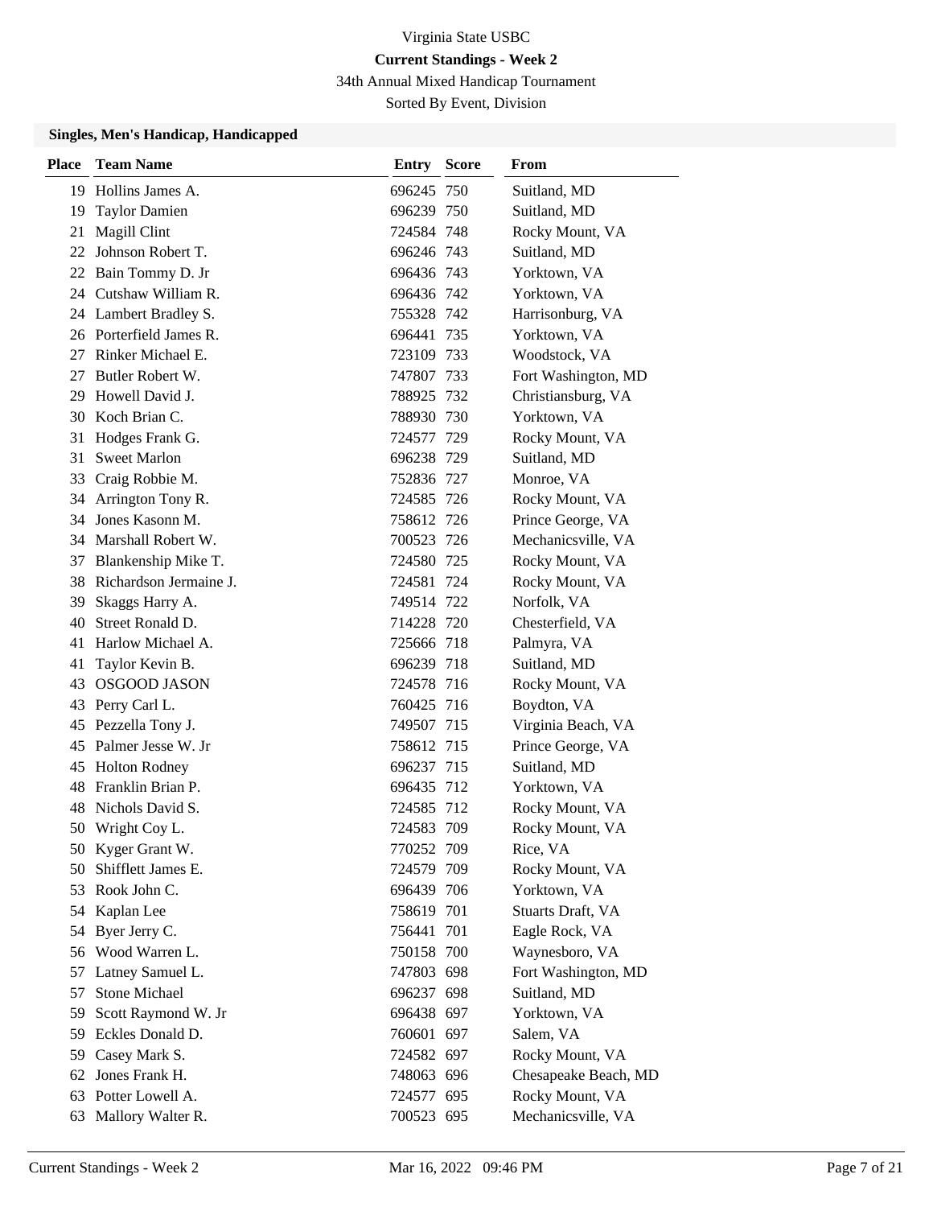# Virginia State USBC

**Current Standings - Week 2**

34th Annual Mixed Handicap Tournament

Sorted By Event, Division

### Singles, Men's Handicap, Handicapped

| Place | Team Name | Entry | Score | From |
|---|---|---|---|---|
| 19 | Hollins James A. | 696245 | 750 | Suitland, MD |
| 19 | Taylor Damien | 696239 | 750 | Suitland, MD |
| 21 | Magill Clint | 724584 | 748 | Rocky Mount, VA |
| 22 | Johnson Robert T. | 696246 | 743 | Suitland, MD |
| 22 | Bain Tommy D. Jr | 696436 | 743 | Yorktown, VA |
| 24 | Cutshaw William R. | 696436 | 742 | Yorktown, VA |
| 24 | Lambert Bradley S. | 755328 | 742 | Harrisonburg, VA |
| 26 | Porterfield James R. | 696441 | 735 | Yorktown, VA |
| 27 | Rinker Michael E. | 723109 | 733 | Woodstock, VA |
| 27 | Butler Robert W. | 747807 | 733 | Fort Washington, MD |
| 29 | Howell David J. | 788925 | 732 | Christiansburg, VA |
| 30 | Koch Brian C. | 788930 | 730 | Yorktown, VA |
| 31 | Hodges Frank G. | 724577 | 729 | Rocky Mount, VA |
| 31 | Sweet Marlon | 696238 | 729 | Suitland, MD |
| 33 | Craig Robbie M. | 752836 | 727 | Monroe, VA |
| 34 | Arrington Tony R. | 724585 | 726 | Rocky Mount, VA |
| 34 | Jones Kasonn M. | 758612 | 726 | Prince George, VA |
| 34 | Marshall Robert W. | 700523 | 726 | Mechanicsville, VA |
| 37 | Blankenship Mike T. | 724580 | 725 | Rocky Mount, VA |
| 38 | Richardson Jermaine J. | 724581 | 724 | Rocky Mount, VA |
| 39 | Skaggs Harry A. | 749514 | 722 | Norfolk, VA |
| 40 | Street Ronald D. | 714228 | 720 | Chesterfield, VA |
| 41 | Harlow Michael A. | 725666 | 718 | Palmyra, VA |
| 41 | Taylor Kevin B. | 696239 | 718 | Suitland, MD |
| 43 | OSGOOD JASON | 724578 | 716 | Rocky Mount, VA |
| 43 | Perry Carl L. | 760425 | 716 | Boydton, VA |
| 45 | Pezzella Tony J. | 749507 | 715 | Virginia Beach, VA |
| 45 | Palmer Jesse W. Jr | 758612 | 715 | Prince George, VA |
| 45 | Holton Rodney | 696237 | 715 | Suitland, MD |
| 48 | Franklin Brian P. | 696435 | 712 | Yorktown, VA |
| 48 | Nichols David S. | 724585 | 712 | Rocky Mount, VA |
| 50 | Wright Coy L. | 724583 | 709 | Rocky Mount, VA |
| 50 | Kyger Grant W. | 770252 | 709 | Rice, VA |
| 50 | Shifflett James E. | 724579 | 709 | Rocky Mount, VA |
| 53 | Rook John C. | 696439 | 706 | Yorktown, VA |
| 54 | Kaplan Lee | 758619 | 701 | Stuarts Draft, VA |
| 54 | Byer Jerry C. | 756441 | 701 | Eagle Rock, VA |
| 56 | Wood Warren L. | 750158 | 700 | Waynesboro, VA |
| 57 | Latney Samuel L. | 747803 | 698 | Fort Washington, MD |
| 57 | Stone Michael | 696237 | 698 | Suitland, MD |
| 59 | Scott Raymond W. Jr | 696438 | 697 | Yorktown, VA |
| 59 | Eckles Donald D. | 760601 | 697 | Salem, VA |
| 59 | Casey Mark S. | 724582 | 697 | Rocky Mount, VA |
| 62 | Jones Frank H. | 748063 | 696 | Chesapeake Beach, MD |
| 63 | Potter Lowell A. | 724577 | 695 | Rocky Mount, VA |
| 63 | Mallory Walter R. | 700523 | 695 | Mechanicsville, VA |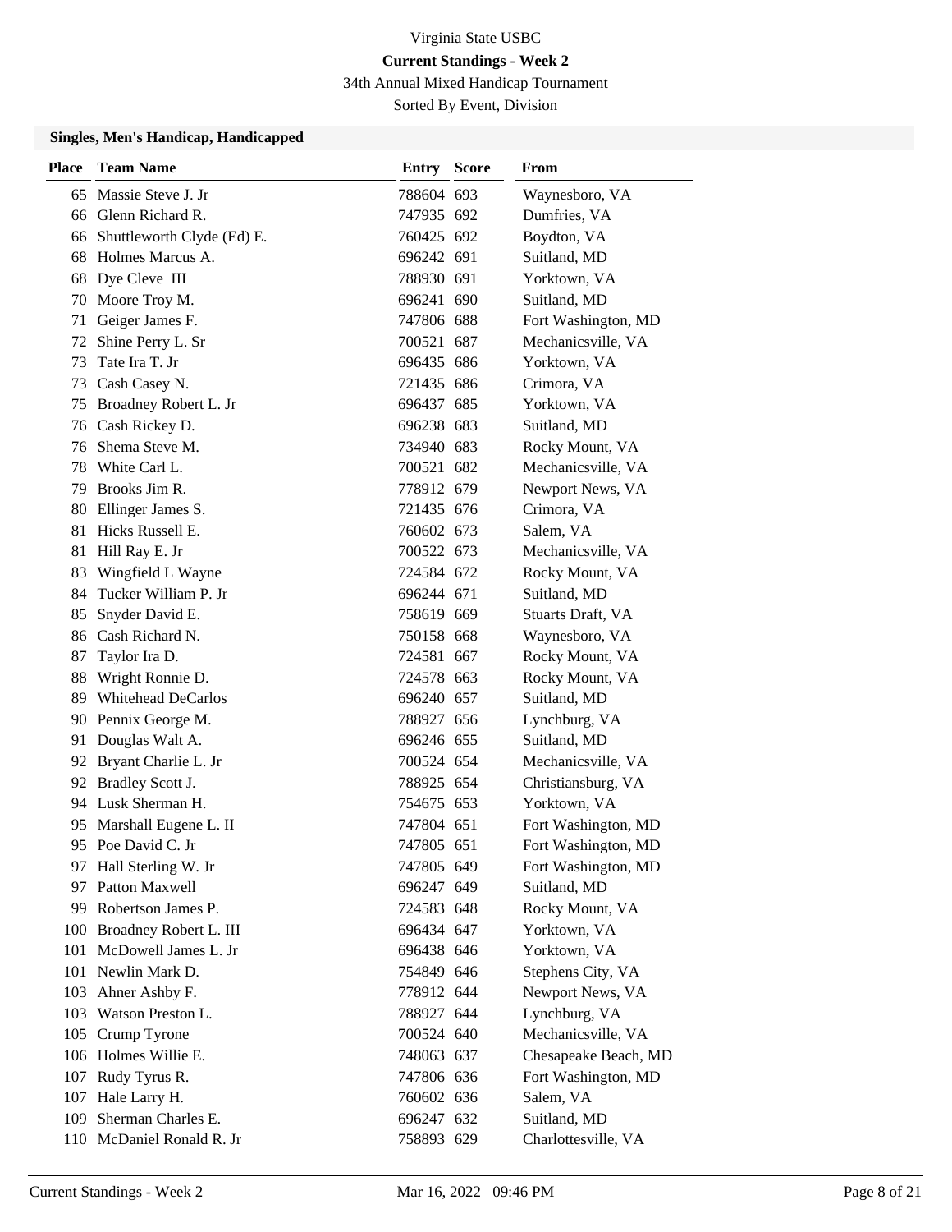Virginia State USBC

**Current Standings - Week 2**

34th Annual Mixed Handicap Tournament

Sorted By Event, Division

### Singles, Men's Handicap, Handicapped

| Place | Team Name | Entry | Score | From |
|---|---|---|---|---|
| 65 | Massie Steve J. Jr | 788604 | 693 | Waynesboro, VA |
| 66 | Glenn Richard R. | 747935 | 692 | Dumfries, VA |
| 66 | Shuttleworth Clyde (Ed) E. | 760425 | 692 | Boydton, VA |
| 68 | Holmes Marcus A. | 696242 | 691 | Suitland, MD |
| 68 | Dye Cleve III | 788930 | 691 | Yorktown, VA |
| 70 | Moore Troy M. | 696241 | 690 | Suitland, MD |
| 71 | Geiger James F. | 747806 | 688 | Fort Washington, MD |
| 72 | Shine Perry L. Sr | 700521 | 687 | Mechanicsville, VA |
| 73 | Tate Ira T. Jr | 696435 | 686 | Yorktown, VA |
| 73 | Cash Casey N. | 721435 | 686 | Crimora, VA |
| 75 | Broadney Robert L. Jr | 696437 | 685 | Yorktown, VA |
| 76 | Cash Rickey D. | 696238 | 683 | Suitland, MD |
| 76 | Shema Steve M. | 734940 | 683 | Rocky Mount, VA |
| 78 | White Carl L. | 700521 | 682 | Mechanicsville, VA |
| 79 | Brooks Jim R. | 778912 | 679 | Newport News, VA |
| 80 | Ellinger James S. | 721435 | 676 | Crimora, VA |
| 81 | Hicks Russell E. | 760602 | 673 | Salem, VA |
| 81 | Hill Ray E. Jr | 700522 | 673 | Mechanicsville, VA |
| 83 | Wingfield L Wayne | 724584 | 672 | Rocky Mount, VA |
| 84 | Tucker William P. Jr | 696244 | 671 | Suitland, MD |
| 85 | Snyder David E. | 758619 | 669 | Stuarts Draft, VA |
| 86 | Cash Richard N. | 750158 | 668 | Waynesboro, VA |
| 87 | Taylor Ira D. | 724581 | 667 | Rocky Mount, VA |
| 88 | Wright Ronnie D. | 724578 | 663 | Rocky Mount, VA |
| 89 | Whitehead DeCarlos | 696240 | 657 | Suitland, MD |
| 90 | Pennix George M. | 788927 | 656 | Lynchburg, VA |
| 91 | Douglas Walt A. | 696246 | 655 | Suitland, MD |
| 92 | Bryant Charlie L. Jr | 700524 | 654 | Mechanicsville, VA |
| 92 | Bradley Scott J. | 788925 | 654 | Christiansburg, VA |
| 94 | Lusk Sherman H. | 754675 | 653 | Yorktown, VA |
| 95 | Marshall Eugene L. II | 747804 | 651 | Fort Washington, MD |
| 95 | Poe David C. Jr | 747805 | 651 | Fort Washington, MD |
| 97 | Hall Sterling W. Jr | 747805 | 649 | Fort Washington, MD |
| 97 | Patton Maxwell | 696247 | 649 | Suitland, MD |
| 99 | Robertson James P. | 724583 | 648 | Rocky Mount, VA |
| 100 | Broadney Robert L. III | 696434 | 647 | Yorktown, VA |
| 101 | McDowell James L. Jr | 696438 | 646 | Yorktown, VA |
| 101 | Newlin Mark D. | 754849 | 646 | Stephens City, VA |
| 103 | Ahner Ashby F. | 778912 | 644 | Newport News, VA |
| 103 | Watson Preston L. | 788927 | 644 | Lynchburg, VA |
| 105 | Crump Tyrone | 700524 | 640 | Mechanicsville, VA |
| 106 | Holmes Willie E. | 748063 | 637 | Chesapeake Beach, MD |
| 107 | Rudy Tyrus R. | 747806 | 636 | Fort Washington, MD |
| 107 | Hale Larry H. | 760602 | 636 | Salem, VA |
| 109 | Sherman Charles E. | 696247 | 632 | Suitland, MD |
| 110 | McDaniel Ronald R. Jr | 758893 | 629 | Charlottesville, VA |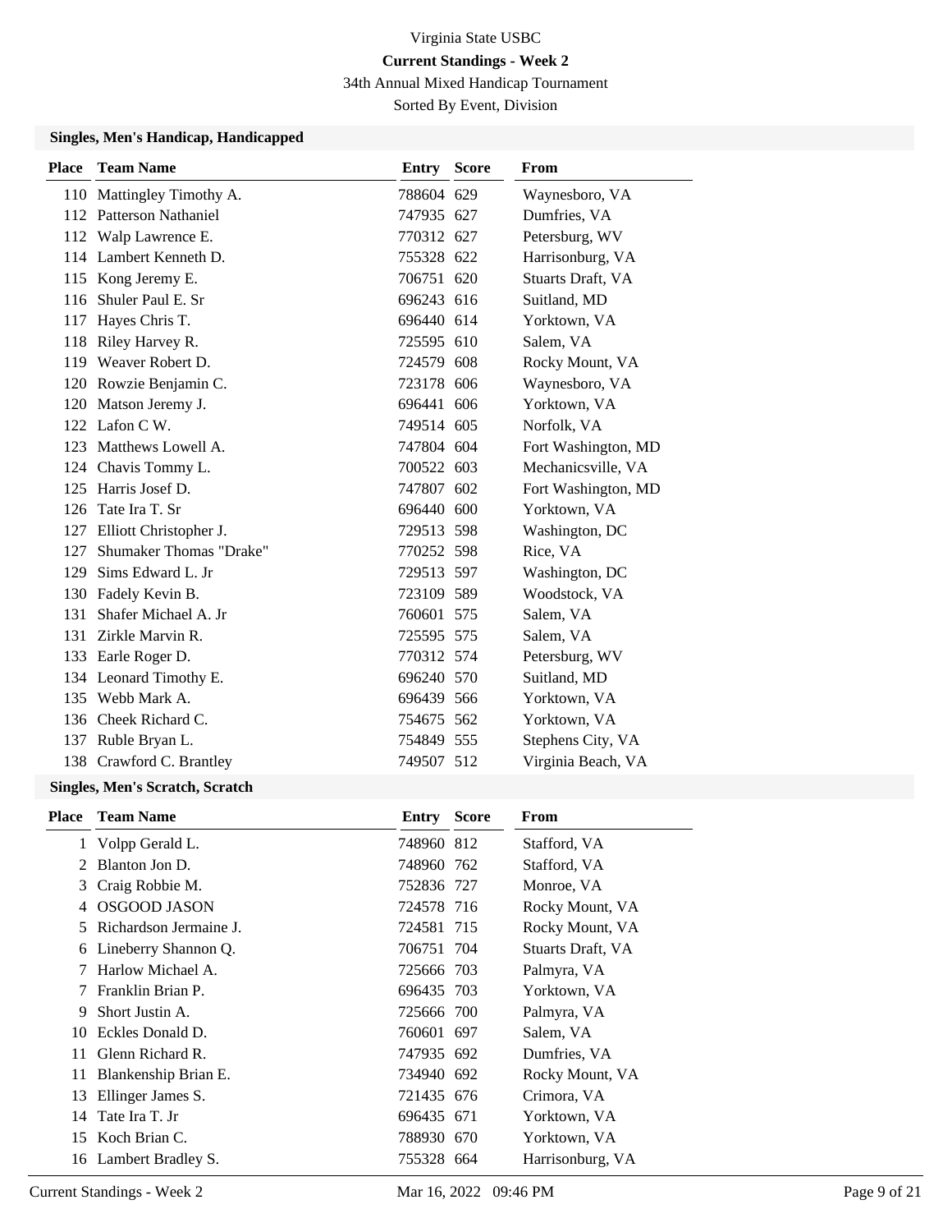Virginia State USBC

**Current Standings - Week 2**

34th Annual Mixed Handicap Tournament

Sorted By Event, Division

### Singles, Men's Handicap, Handicapped

| Place | Team Name | Entry | Score | From |
|---|---|---|---|---|
| 110 | Mattingley Timothy A. | 788604 | 629 | Waynesboro, VA |
| 112 | Patterson Nathaniel | 747935 | 627 | Dumfries, VA |
| 112 | Walp Lawrence E. | 770312 | 627 | Petersburg, WV |
| 114 | Lambert Kenneth D. | 755328 | 622 | Harrisonburg, VA |
| 115 | Kong Jeremy E. | 706751 | 620 | Stuarts Draft, VA |
| 116 | Shuler Paul E. Sr | 696243 | 616 | Suitland, MD |
| 117 | Hayes Chris T. | 696440 | 614 | Yorktown, VA |
| 118 | Riley Harvey R. | 725595 | 610 | Salem, VA |
| 119 | Weaver Robert D. | 724579 | 608 | Rocky Mount, VA |
| 120 | Rowzie Benjamin C. | 723178 | 606 | Waynesboro, VA |
| 120 | Matson Jeremy J. | 696441 | 606 | Yorktown, VA |
| 122 | Lafon C W. | 749514 | 605 | Norfolk, VA |
| 123 | Matthews Lowell A. | 747804 | 604 | Fort Washington, MD |
| 124 | Chavis Tommy L. | 700522 | 603 | Mechanicsville, VA |
| 125 | Harris Josef D. | 747807 | 602 | Fort Washington, MD |
| 126 | Tate Ira T. Sr | 696440 | 600 | Yorktown, VA |
| 127 | Elliott Christopher J. | 729513 | 598 | Washington, DC |
| 127 | Shumaker Thomas "Drake" | 770252 | 598 | Rice, VA |
| 129 | Sims Edward L. Jr | 729513 | 597 | Washington, DC |
| 130 | Fadely Kevin B. | 723109 | 589 | Woodstock, VA |
| 131 | Shafer Michael A. Jr | 760601 | 575 | Salem, VA |
| 131 | Zirkle Marvin R. | 725595 | 575 | Salem, VA |
| 133 | Earle Roger D. | 770312 | 574 | Petersburg, WV |
| 134 | Leonard Timothy E. | 696240 | 570 | Suitland, MD |
| 135 | Webb Mark A. | 696439 | 566 | Yorktown, VA |
| 136 | Cheek Richard C. | 754675 | 562 | Yorktown, VA |
| 137 | Ruble Bryan L. | 754849 | 555 | Stephens City, VA |
| 138 | Crawford C. Brantley | 749507 | 512 | Virginia Beach, VA |

### Singles, Men's Scratch, Scratch

| Place | Team Name | Entry | Score | From |
|---|---|---|---|---|
| 1 | Volpp Gerald L. | 748960 | 812 | Stafford, VA |
| 2 | Blanton Jon D. | 748960 | 762 | Stafford, VA |
| 3 | Craig Robbie M. | 752836 | 727 | Monroe, VA |
| 4 | OSGOOD JASON | 724578 | 716 | Rocky Mount, VA |
| 5 | Richardson Jermaine J. | 724581 | 715 | Rocky Mount, VA |
| 6 | Lineberry Shannon Q. | 706751 | 704 | Stuarts Draft, VA |
| 7 | Harlow Michael A. | 725666 | 703 | Palmyra, VA |
| 7 | Franklin Brian P. | 696435 | 703 | Yorktown, VA |
| 9 | Short Justin A. | 725666 | 700 | Palmyra, VA |
| 10 | Eckles Donald D. | 760601 | 697 | Salem, VA |
| 11 | Glenn Richard R. | 747935 | 692 | Dumfries, VA |
| 11 | Blankenship Brian E. | 734940 | 692 | Rocky Mount, VA |
| 13 | Ellinger James S. | 721435 | 676 | Crimora, VA |
| 14 | Tate Ira T. Jr | 696435 | 671 | Yorktown, VA |
| 15 | Koch Brian C. | 788930 | 670 | Yorktown, VA |
| 16 | Lambert Bradley S. | 755328 | 664 | Harrisonburg, VA |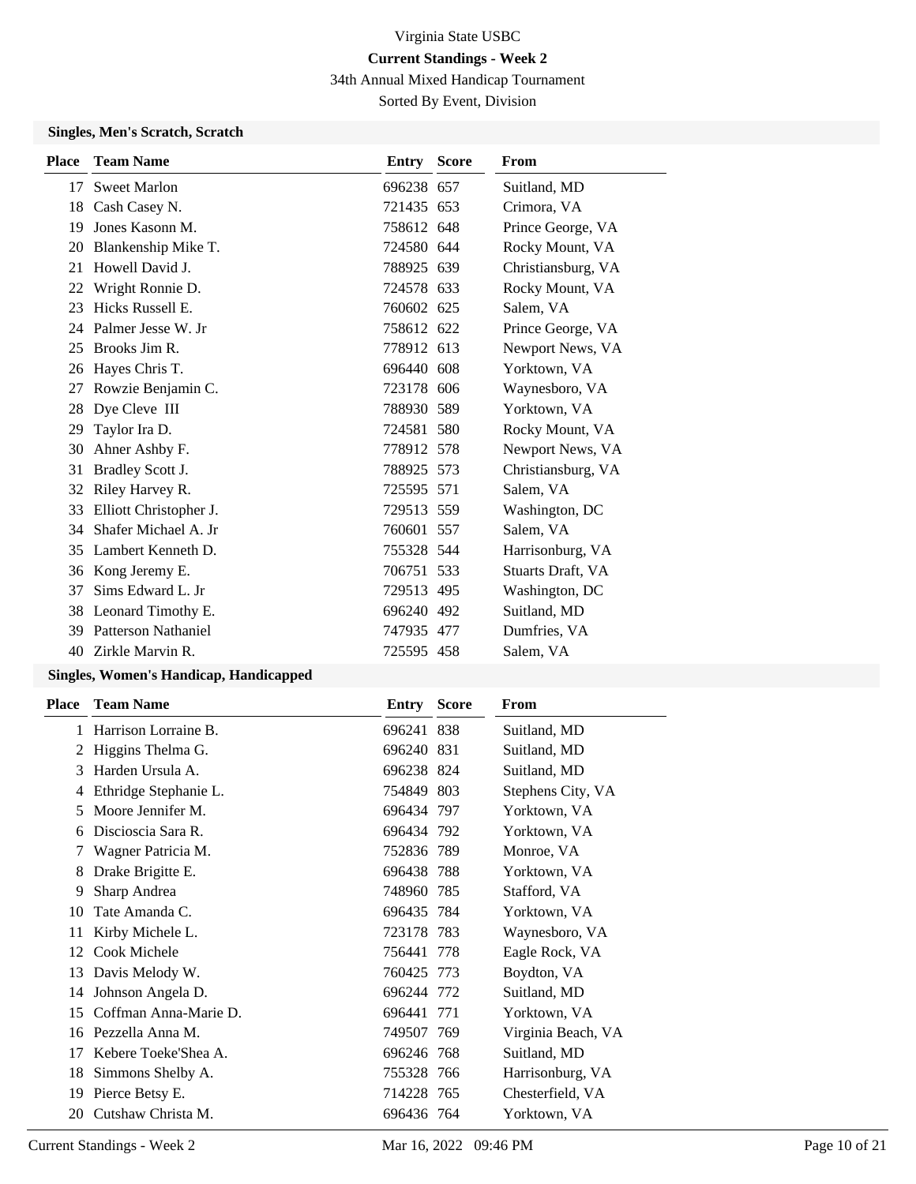Virginia State USBC

**Current Standings - Week 2**

34th Annual Mixed Handicap Tournament

Sorted By Event, Division

### Singles, Men's Scratch, Scratch

| Place | Team Name | Entry | Score | From |
|---|---|---|---|---|
| 17 | Sweet Marlon | 696238 | 657 | Suitland, MD |
| 18 | Cash Casey N. | 721435 | 653 | Crimora, VA |
| 19 | Jones Kasonn M. | 758612 | 648 | Prince George, VA |
| 20 | Blankenship Mike T. | 724580 | 644 | Rocky Mount, VA |
| 21 | Howell David J. | 788925 | 639 | Christiansburg, VA |
| 22 | Wright Ronnie D. | 724578 | 633 | Rocky Mount, VA |
| 23 | Hicks Russell E. | 760602 | 625 | Salem, VA |
| 24 | Palmer Jesse W. Jr | 758612 | 622 | Prince George, VA |
| 25 | Brooks Jim R. | 778912 | 613 | Newport News, VA |
| 26 | Hayes Chris T. | 696440 | 608 | Yorktown, VA |
| 27 | Rowzie Benjamin C. | 723178 | 606 | Waynesboro, VA |
| 28 | Dye Cleve III | 788930 | 589 | Yorktown, VA |
| 29 | Taylor Ira D. | 724581 | 580 | Rocky Mount, VA |
| 30 | Ahner Ashby F. | 778912 | 578 | Newport News, VA |
| 31 | Bradley Scott J. | 788925 | 573 | Christiansburg, VA |
| 32 | Riley Harvey R. | 725595 | 571 | Salem, VA |
| 33 | Elliott Christopher J. | 729513 | 559 | Washington, DC |
| 34 | Shafer Michael A. Jr | 760601 | 557 | Salem, VA |
| 35 | Lambert Kenneth D. | 755328 | 544 | Harrisonburg, VA |
| 36 | Kong Jeremy E. | 706751 | 533 | Stuarts Draft, VA |
| 37 | Sims Edward L. Jr | 729513 | 495 | Washington, DC |
| 38 | Leonard Timothy E. | 696240 | 492 | Suitland, MD |
| 39 | Patterson Nathaniel | 747935 | 477 | Dumfries, VA |
| 40 | Zirkle Marvin R. | 725595 | 458 | Salem, VA |

### Singles, Women's Handicap, Handicapped

| Place | Team Name | Entry | Score | From |
|---|---|---|---|---|
| 1 | Harrison Lorraine B. | 696241 | 838 | Suitland, MD |
| 2 | Higgins Thelma G. | 696240 | 831 | Suitland, MD |
| 3 | Harden Ursula A. | 696238 | 824 | Suitland, MD |
| 4 | Ethridge Stephanie L. | 754849 | 803 | Stephens City, VA |
| 5 | Moore Jennifer M. | 696434 | 797 | Yorktown, VA |
| 6 | Discioscia Sara R. | 696434 | 792 | Yorktown, VA |
| 7 | Wagner Patricia M. | 752836 | 789 | Monroe, VA |
| 8 | Drake Brigitte E. | 696438 | 788 | Yorktown, VA |
| 9 | Sharp Andrea | 748960 | 785 | Stafford, VA |
| 10 | Tate Amanda C. | 696435 | 784 | Yorktown, VA |
| 11 | Kirby Michele L. | 723178 | 783 | Waynesboro, VA |
| 12 | Cook Michele | 756441 | 778 | Eagle Rock, VA |
| 13 | Davis Melody W. | 760425 | 773 | Boydton, VA |
| 14 | Johnson Angela D. | 696244 | 772 | Suitland, MD |
| 15 | Coffman Anna-Marie D. | 696441 | 771 | Yorktown, VA |
| 16 | Pezzella Anna M. | 749507 | 769 | Virginia Beach, VA |
| 17 | Kebere Toeke'Shea A. | 696246 | 768 | Suitland, MD |
| 18 | Simmons Shelby A. | 755328 | 766 | Harrisonburg, VA |
| 19 | Pierce Betsy E. | 714228 | 765 | Chesterfield, VA |
| 20 | Cutshaw Christa M. | 696436 | 764 | Yorktown, VA |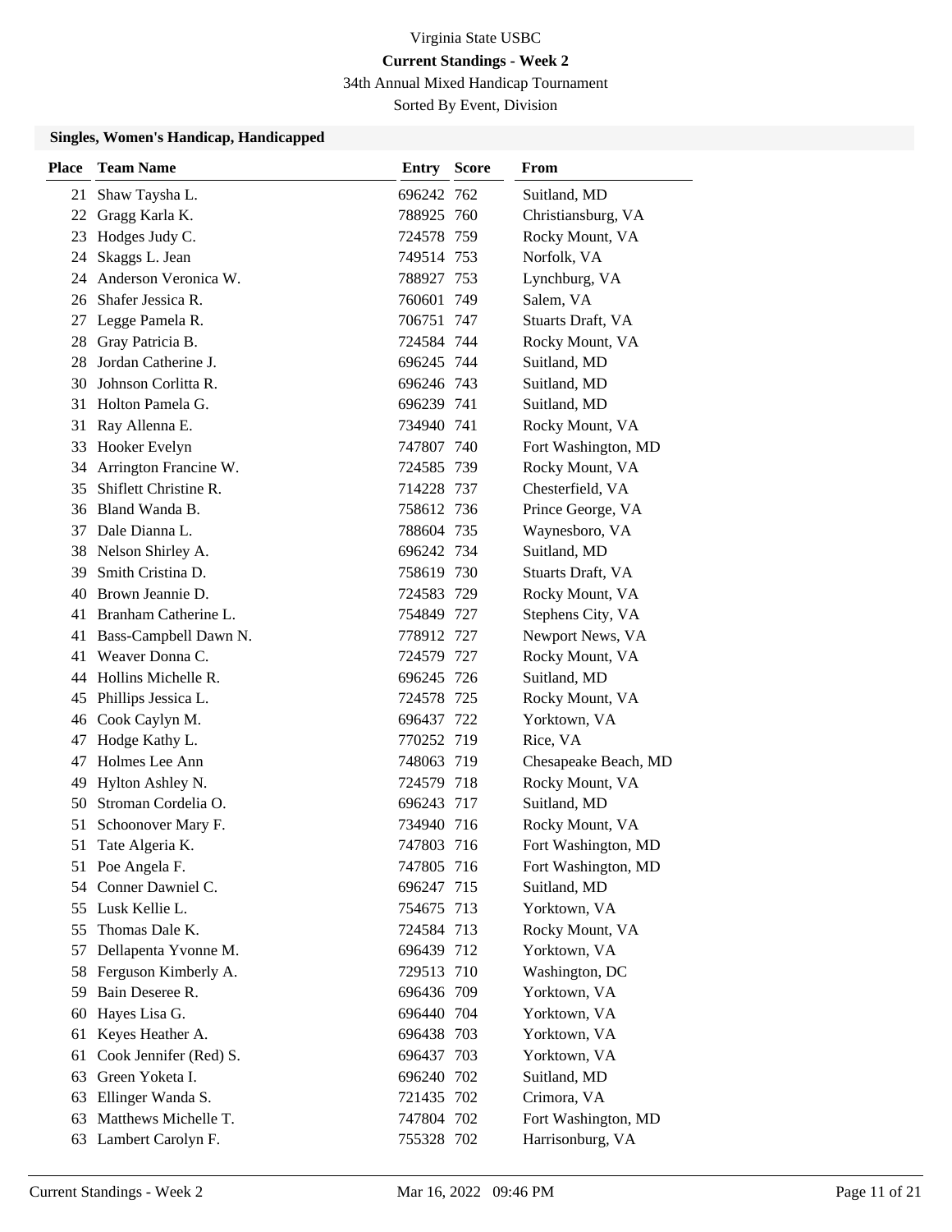Virginia State USBC

**Current Standings - Week 2**

34th Annual Mixed Handicap Tournament

Sorted By Event, Division

### Singles, Women's Handicap, Handicapped

| Place | Team Name | Entry | Score | From |
|---|---|---|---|---|
| 21 | Shaw Taysha L. | 696242 | 762 | Suitland, MD |
| 22 | Gragg Karla K. | 788925 | 760 | Christiansburg, VA |
| 23 | Hodges Judy C. | 724578 | 759 | Rocky Mount, VA |
| 24 | Skaggs L. Jean | 749514 | 753 | Norfolk, VA |
| 24 | Anderson Veronica W. | 788927 | 753 | Lynchburg, VA |
| 26 | Shafer Jessica R. | 760601 | 749 | Salem, VA |
| 27 | Legge Pamela R. | 706751 | 747 | Stuarts Draft, VA |
| 28 | Gray Patricia B. | 724584 | 744 | Rocky Mount, VA |
| 28 | Jordan Catherine J. | 696245 | 744 | Suitland, MD |
| 30 | Johnson Corlitta R. | 696246 | 743 | Suitland, MD |
| 31 | Holton Pamela G. | 696239 | 741 | Suitland, MD |
| 31 | Ray Allenna E. | 734940 | 741 | Rocky Mount, VA |
| 33 | Hooker Evelyn | 747807 | 740 | Fort Washington, MD |
| 34 | Arrington Francine W. | 724585 | 739 | Rocky Mount, VA |
| 35 | Shiflett Christine R. | 714228 | 737 | Chesterfield, VA |
| 36 | Bland Wanda B. | 758612 | 736 | Prince George, VA |
| 37 | Dale Dianna L. | 788604 | 735 | Waynesboro, VA |
| 38 | Nelson Shirley A. | 696242 | 734 | Suitland, MD |
| 39 | Smith Cristina D. | 758619 | 730 | Stuarts Draft, VA |
| 40 | Brown Jeannie D. | 724583 | 729 | Rocky Mount, VA |
| 41 | Branham Catherine L. | 754849 | 727 | Stephens City, VA |
| 41 | Bass-Campbell Dawn N. | 778912 | 727 | Newport News, VA |
| 41 | Weaver Donna C. | 724579 | 727 | Rocky Mount, VA |
| 44 | Hollins Michelle R. | 696245 | 726 | Suitland, MD |
| 45 | Phillips Jessica L. | 724578 | 725 | Rocky Mount, VA |
| 46 | Cook Caylyn M. | 696437 | 722 | Yorktown, VA |
| 47 | Hodge Kathy L. | 770252 | 719 | Rice, VA |
| 47 | Holmes Lee Ann | 748063 | 719 | Chesapeake Beach, MD |
| 49 | Hylton Ashley N. | 724579 | 718 | Rocky Mount, VA |
| 50 | Stroman Cordelia O. | 696243 | 717 | Suitland, MD |
| 51 | Schoonover Mary F. | 734940 | 716 | Rocky Mount, VA |
| 51 | Tate Algeria K. | 747803 | 716 | Fort Washington, MD |
| 51 | Poe Angela F. | 747805 | 716 | Fort Washington, MD |
| 54 | Conner Dawniel C. | 696247 | 715 | Suitland, MD |
| 55 | Lusk Kellie L. | 754675 | 713 | Yorktown, VA |
| 55 | Thomas Dale K. | 724584 | 713 | Rocky Mount, VA |
| 57 | Dellapenta Yvonne M. | 696439 | 712 | Yorktown, VA |
| 58 | Ferguson Kimberly A. | 729513 | 710 | Washington, DC |
| 59 | Bain Deseree R. | 696436 | 709 | Yorktown, VA |
| 60 | Hayes Lisa G. | 696440 | 704 | Yorktown, VA |
| 61 | Keyes Heather A. | 696438 | 703 | Yorktown, VA |
| 61 | Cook Jennifer (Red) S. | 696437 | 703 | Yorktown, VA |
| 63 | Green Yoketa I. | 696240 | 702 | Suitland, MD |
| 63 | Ellinger Wanda S. | 721435 | 702 | Crimora, VA |
| 63 | Matthews Michelle T. | 747804 | 702 | Fort Washington, MD |
| 63 | Lambert Carolyn F. | 755328 | 702 | Harrisonburg, VA |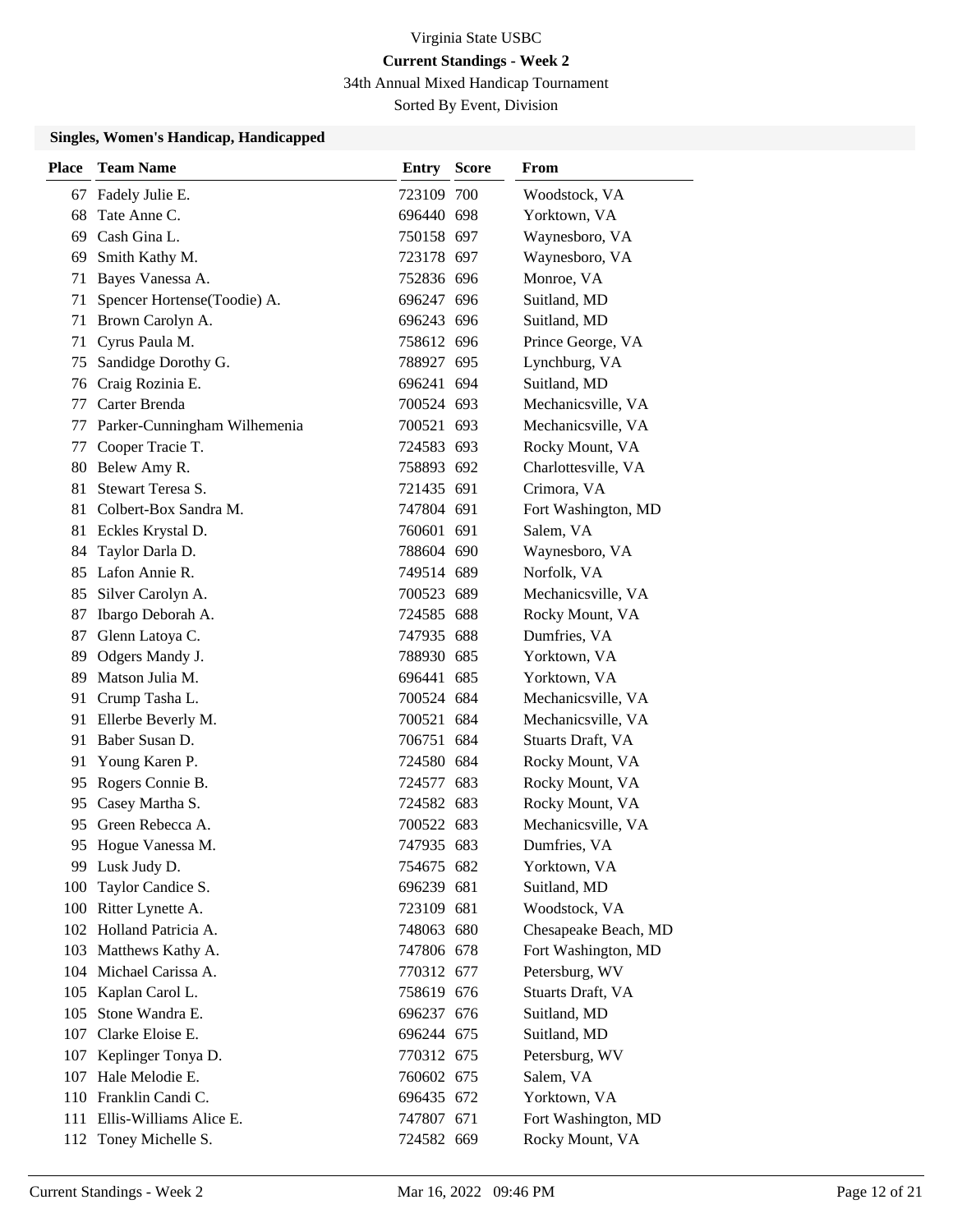Virginia State USBC

**Current Standings - Week 2**

34th Annual Mixed Handicap Tournament

Sorted By Event, Division

### Singles, Women's Handicap, Handicapped

| Place | Team Name | Entry | Score | From |
|---|---|---|---|---|
| 67 | Fadely Julie E. | 723109 | 700 | Woodstock, VA |
| 68 | Tate Anne C. | 696440 | 698 | Yorktown, VA |
| 69 | Cash Gina L. | 750158 | 697 | Waynesboro, VA |
| 69 | Smith Kathy M. | 723178 | 697 | Waynesboro, VA |
| 71 | Bayes Vanessa A. | 752836 | 696 | Monroe, VA |
| 71 | Spencer Hortense(Toodie) A. | 696247 | 696 | Suitland, MD |
| 71 | Brown Carolyn A. | 696243 | 696 | Suitland, MD |
| 71 | Cyrus Paula M. | 758612 | 696 | Prince George, VA |
| 75 | Sandidge Dorothy G. | 788927 | 695 | Lynchburg, VA |
| 76 | Craig Rozinia E. | 696241 | 694 | Suitland, MD |
| 77 | Carter Brenda | 700524 | 693 | Mechanicsville, VA |
| 77 | Parker-Cunningham Wilhemenia | 700521 | 693 | Mechanicsville, VA |
| 77 | Cooper Tracie T. | 724583 | 693 | Rocky Mount, VA |
| 80 | Belew Amy R. | 758893 | 692 | Charlottesville, VA |
| 81 | Stewart Teresa S. | 721435 | 691 | Crimora, VA |
| 81 | Colbert-Box Sandra M. | 747804 | 691 | Fort Washington, MD |
| 81 | Eckles Krystal D. | 760601 | 691 | Salem, VA |
| 84 | Taylor Darla D. | 788604 | 690 | Waynesboro, VA |
| 85 | Lafon Annie R. | 749514 | 689 | Norfolk, VA |
| 85 | Silver Carolyn A. | 700523 | 689 | Mechanicsville, VA |
| 87 | Ibargo Deborah A. | 724585 | 688 | Rocky Mount, VA |
| 87 | Glenn Latoya C. | 747935 | 688 | Dumfries, VA |
| 89 | Odgers Mandy J. | 788930 | 685 | Yorktown, VA |
| 89 | Matson Julia M. | 696441 | 685 | Yorktown, VA |
| 91 | Crump Tasha L. | 700524 | 684 | Mechanicsville, VA |
| 91 | Ellerbe Beverly M. | 700521 | 684 | Mechanicsville, VA |
| 91 | Baber Susan D. | 706751 | 684 | Stuarts Draft, VA |
| 91 | Young Karen P. | 724580 | 684 | Rocky Mount, VA |
| 95 | Rogers Connie B. | 724577 | 683 | Rocky Mount, VA |
| 95 | Casey Martha S. | 724582 | 683 | Rocky Mount, VA |
| 95 | Green Rebecca A. | 700522 | 683 | Mechanicsville, VA |
| 95 | Hogue Vanessa M. | 747935 | 683 | Dumfries, VA |
| 99 | Lusk Judy D. | 754675 | 682 | Yorktown, VA |
| 100 | Taylor Candice S. | 696239 | 681 | Suitland, MD |
| 100 | Ritter Lynette A. | 723109 | 681 | Woodstock, VA |
| 102 | Holland Patricia A. | 748063 | 680 | Chesapeake Beach, MD |
| 103 | Matthews Kathy A. | 747806 | 678 | Fort Washington, MD |
| 104 | Michael Carissa A. | 770312 | 677 | Petersburg, WV |
| 105 | Kaplan Carol L. | 758619 | 676 | Stuarts Draft, VA |
| 105 | Stone Wandra E. | 696237 | 676 | Suitland, MD |
| 107 | Clarke Eloise E. | 696244 | 675 | Suitland, MD |
| 107 | Keplinger Tonya D. | 770312 | 675 | Petersburg, WV |
| 107 | Hale Melodie E. | 760602 | 675 | Salem, VA |
| 110 | Franklin Candi C. | 696435 | 672 | Yorktown, VA |
| 111 | Ellis-Williams Alice E. | 747807 | 671 | Fort Washington, MD |
| 112 | Toney Michelle S. | 724582 | 669 | Rocky Mount, VA |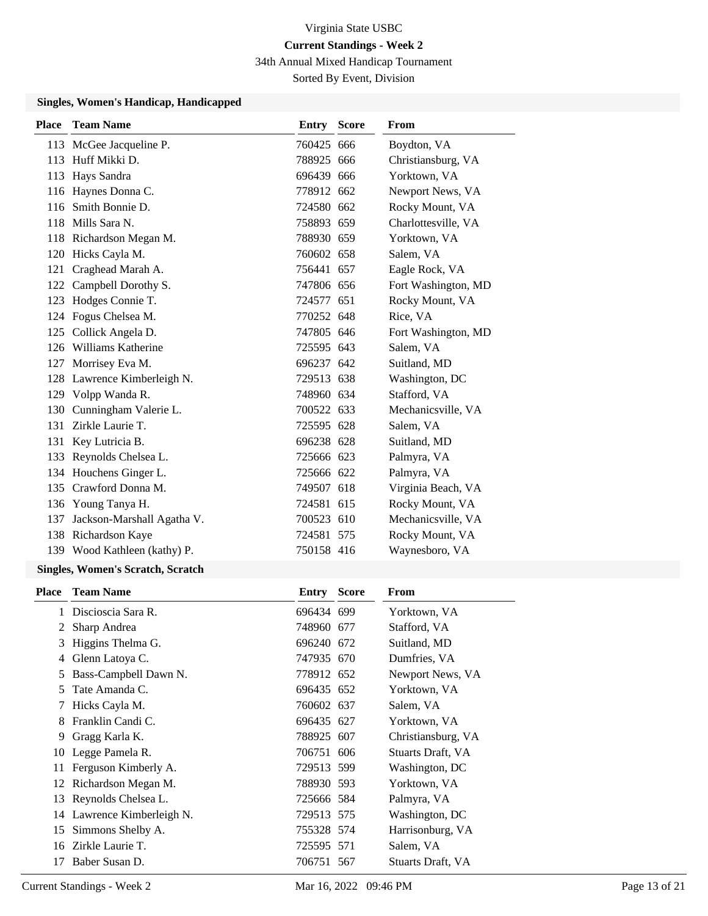Virginia State USBC

**Current Standings - Week 2**

34th Annual Mixed Handicap Tournament

Sorted By Event, Division

### Singles, Women's Handicap, Handicapped

| Place | Team Name | Entry | Score | From |
|---|---|---|---|---|
| 113 | McGee Jacqueline P. | 760425 | 666 | Boydton, VA |
| 113 | Huff Mikki D. | 788925 | 666 | Christiansburg, VA |
| 113 | Hays Sandra | 696439 | 666 | Yorktown, VA |
| 116 | Haynes Donna C. | 778912 | 662 | Newport News, VA |
| 116 | Smith Bonnie D. | 724580 | 662 | Rocky Mount, VA |
| 118 | Mills Sara N. | 758893 | 659 | Charlottesville, VA |
| 118 | Richardson Megan M. | 788930 | 659 | Yorktown, VA |
| 120 | Hicks Cayla M. | 760602 | 658 | Salem, VA |
| 121 | Craghead Marah A. | 756441 | 657 | Eagle Rock, VA |
| 122 | Campbell Dorothy S. | 747806 | 656 | Fort Washington, MD |
| 123 | Hodges Connie T. | 724577 | 651 | Rocky Mount, VA |
| 124 | Fogus Chelsea M. | 770252 | 648 | Rice, VA |
| 125 | Collick Angela D. | 747805 | 646 | Fort Washington, MD |
| 126 | Williams Katherine | 725595 | 643 | Salem, VA |
| 127 | Morrisey Eva M. | 696237 | 642 | Suitland, MD |
| 128 | Lawrence Kimberleigh N. | 729513 | 638 | Washington, DC |
| 129 | Volpp Wanda R. | 748960 | 634 | Stafford, VA |
| 130 | Cunningham Valerie L. | 700522 | 633 | Mechanicsville, VA |
| 131 | Zirkle Laurie T. | 725595 | 628 | Salem, VA |
| 131 | Key Lutricia B. | 696238 | 628 | Suitland, MD |
| 133 | Reynolds Chelsea L. | 725666 | 623 | Palmyra, VA |
| 134 | Houchens Ginger L. | 725666 | 622 | Palmyra, VA |
| 135 | Crawford Donna M. | 749507 | 618 | Virginia Beach, VA |
| 136 | Young Tanya H. | 724581 | 615 | Rocky Mount, VA |
| 137 | Jackson-Marshall Agatha V. | 700523 | 610 | Mechanicsville, VA |
| 138 | Richardson Kaye | 724581 | 575 | Rocky Mount, VA |
| 139 | Wood Kathleen (kathy) P. | 750158 | 416 | Waynesboro, VA |

### Singles, Women's Scratch, Scratch

| Place | Team Name | Entry | Score | From |
|---|---|---|---|---|
| 1 | Discioscia Sara R. | 696434 | 699 | Yorktown, VA |
| 2 | Sharp Andrea | 748960 | 677 | Stafford, VA |
| 3 | Higgins Thelma G. | 696240 | 672 | Suitland, MD |
| 4 | Glenn Latoya C. | 747935 | 670 | Dumfries, VA |
| 5 | Bass-Campbell Dawn N. | 778912 | 652 | Newport News, VA |
| 5 | Tate Amanda C. | 696435 | 652 | Yorktown, VA |
| 7 | Hicks Cayla M. | 760602 | 637 | Salem, VA |
| 8 | Franklin Candi C. | 696435 | 627 | Yorktown, VA |
| 9 | Gragg Karla K. | 788925 | 607 | Christiansburg, VA |
| 10 | Legge Pamela R. | 706751 | 606 | Stuarts Draft, VA |
| 11 | Ferguson Kimberly A. | 729513 | 599 | Washington, DC |
| 12 | Richardson Megan M. | 788930 | 593 | Yorktown, VA |
| 13 | Reynolds Chelsea L. | 725666 | 584 | Palmyra, VA |
| 14 | Lawrence Kimberleigh N. | 729513 | 575 | Washington, DC |
| 15 | Simmons Shelby A. | 755328 | 574 | Harrisonburg, VA |
| 16 | Zirkle Laurie T. | 725595 | 571 | Salem, VA |
| 17 | Baber Susan D. | 706751 | 567 | Stuarts Draft, VA |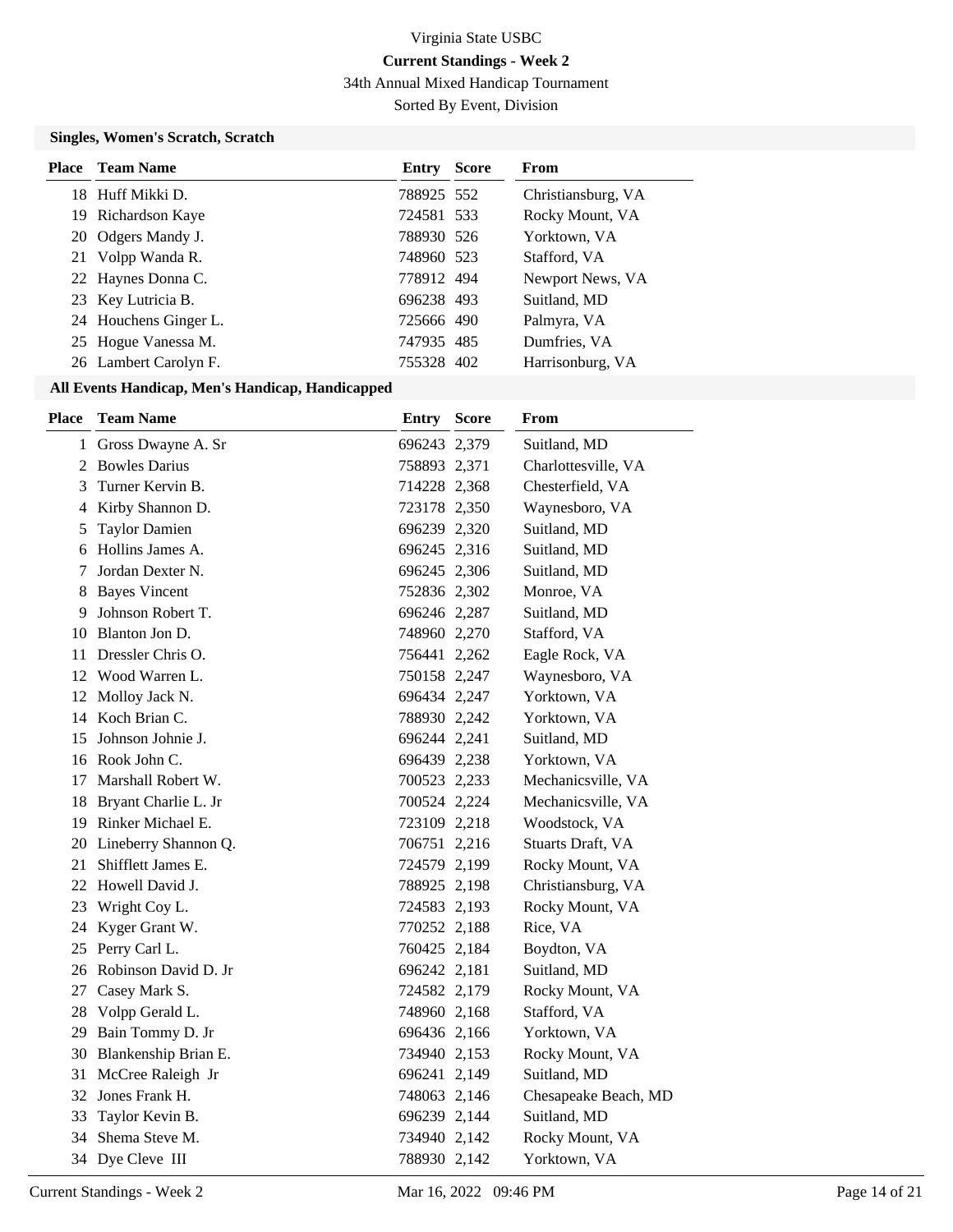# Virginia State USBC

**Current Standings - Week 2**

34th Annual Mixed Handicap Tournament

Sorted By Event, Division

### Singles, Women's Scratch, Scratch

| Place | Team Name | Entry | Score | From |
|---|---|---|---|---|
| 18 | Huff Mikki D. | 788925 | 552 | Christiansburg, VA |
| 19 | Richardson Kaye | 724581 | 533 | Rocky Mount, VA |
| 20 | Odgers Mandy J. | 788930 | 526 | Yorktown, VA |
| 21 | Volpp Wanda R. | 748960 | 523 | Stafford, VA |
| 22 | Haynes Donna C. | 778912 | 494 | Newport News, VA |
| 23 | Key Lutricia B. | 696238 | 493 | Suitland, MD |
| 24 | Houchens Ginger L. | 725666 | 490 | Palmyra, VA |
| 25 | Hogue Vanessa M. | 747935 | 485 | Dumfries, VA |
| 26 | Lambert Carolyn F. | 755328 | 402 | Harrisonburg, VA |

### All Events Handicap, Men's Handicap, Handicapped

| Place | Team Name | Entry | Score | From |
|---|---|---|---|---|
| 1 | Gross Dwayne A. Sr | 696243 | 2,379 | Suitland, MD |
| 2 | Bowles Darius | 758893 | 2,371 | Charlottesville, VA |
| 3 | Turner Kervin B. | 714228 | 2,368 | Chesterfield, VA |
| 4 | Kirby Shannon D. | 723178 | 2,350 | Waynesboro, VA |
| 5 | Taylor Damien | 696239 | 2,320 | Suitland, MD |
| 6 | Hollins James A. | 696245 | 2,316 | Suitland, MD |
| 7 | Jordan Dexter N. | 696245 | 2,306 | Suitland, MD |
| 8 | Bayes Vincent | 752836 | 2,302 | Monroe, VA |
| 9 | Johnson Robert T. | 696246 | 2,287 | Suitland, MD |
| 10 | Blanton Jon D. | 748960 | 2,270 | Stafford, VA |
| 11 | Dressler Chris O. | 756441 | 2,262 | Eagle Rock, VA |
| 12 | Wood Warren L. | 750158 | 2,247 | Waynesboro, VA |
| 12 | Molloy Jack N. | 696434 | 2,247 | Yorktown, VA |
| 14 | Koch Brian C. | 788930 | 2,242 | Yorktown, VA |
| 15 | Johnson Johnie J. | 696244 | 2,241 | Suitland, MD |
| 16 | Rook John C. | 696439 | 2,238 | Yorktown, VA |
| 17 | Marshall Robert W. | 700523 | 2,233 | Mechanicsville, VA |
| 18 | Bryant Charlie L. Jr | 700524 | 2,224 | Mechanicsville, VA |
| 19 | Rinker Michael E. | 723109 | 2,218 | Woodstock, VA |
| 20 | Lineberry Shannon Q. | 706751 | 2,216 | Stuarts Draft, VA |
| 21 | Shifflett James E. | 724579 | 2,199 | Rocky Mount, VA |
| 22 | Howell David J. | 788925 | 2,198 | Christiansburg, VA |
| 23 | Wright Coy L. | 724583 | 2,193 | Rocky Mount, VA |
| 24 | Kyger Grant W. | 770252 | 2,188 | Rice, VA |
| 25 | Perry Carl L. | 760425 | 2,184 | Boydton, VA |
| 26 | Robinson David D. Jr | 696242 | 2,181 | Suitland, MD |
| 27 | Casey Mark S. | 724582 | 2,179 | Rocky Mount, VA |
| 28 | Volpp Gerald L. | 748960 | 2,168 | Stafford, VA |
| 29 | Bain Tommy D. Jr | 696436 | 2,166 | Yorktown, VA |
| 30 | Blankenship Brian E. | 734940 | 2,153 | Rocky Mount, VA |
| 31 | McCree Raleigh Jr | 696241 | 2,149 | Suitland, MD |
| 32 | Jones Frank H. | 748063 | 2,146 | Chesapeake Beach, MD |
| 33 | Taylor Kevin B. | 696239 | 2,144 | Suitland, MD |
| 34 | Shema Steve M. | 734940 | 2,142 | Rocky Mount, VA |
| 34 | Dye Cleve III | 788930 | 2,142 | Yorktown, VA |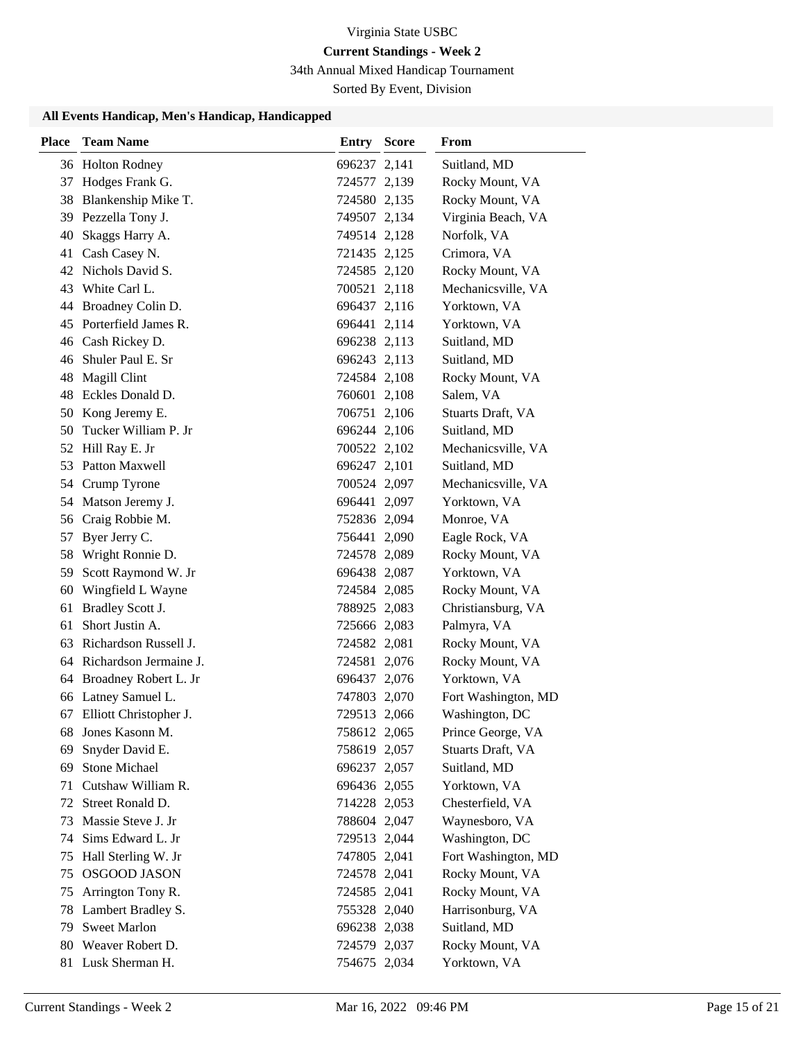Virginia State USBC

**Current Standings - Week 2**

34th Annual Mixed Handicap Tournament

Sorted By Event, Division

### All Events Handicap, Men's Handicap, Handicapped

| Place | Team Name | Entry | Score | From |
|---|---|---|---|---|
| 36 | Holton Rodney | 696237 | 2,141 | Suitland, MD |
| 37 | Hodges Frank G. | 724577 | 2,139 | Rocky Mount, VA |
| 38 | Blankenship Mike T. | 724580 | 2,135 | Rocky Mount, VA |
| 39 | Pezzella Tony J. | 749507 | 2,134 | Virginia Beach, VA |
| 40 | Skaggs Harry A. | 749514 | 2,128 | Norfolk, VA |
| 41 | Cash Casey N. | 721435 | 2,125 | Crimora, VA |
| 42 | Nichols David S. | 724585 | 2,120 | Rocky Mount, VA |
| 43 | White Carl L. | 700521 | 2,118 | Mechanicsville, VA |
| 44 | Broadney Colin D. | 696437 | 2,116 | Yorktown, VA |
| 45 | Porterfield James R. | 696441 | 2,114 | Yorktown, VA |
| 46 | Cash Rickey D. | 696238 | 2,113 | Suitland, MD |
| 46 | Shuler Paul E. Sr | 696243 | 2,113 | Suitland, MD |
| 48 | Magill Clint | 724584 | 2,108 | Rocky Mount, VA |
| 48 | Eckles Donald D. | 760601 | 2,108 | Salem, VA |
| 50 | Kong Jeremy E. | 706751 | 2,106 | Stuarts Draft, VA |
| 50 | Tucker William P. Jr | 696244 | 2,106 | Suitland, MD |
| 52 | Hill Ray E. Jr | 700522 | 2,102 | Mechanicsville, VA |
| 53 | Patton Maxwell | 696247 | 2,101 | Suitland, MD |
| 54 | Crump Tyrone | 700524 | 2,097 | Mechanicsville, VA |
| 54 | Matson Jeremy J. | 696441 | 2,097 | Yorktown, VA |
| 56 | Craig Robbie M. | 752836 | 2,094 | Monroe, VA |
| 57 | Byer Jerry C. | 756441 | 2,090 | Eagle Rock, VA |
| 58 | Wright Ronnie D. | 724578 | 2,089 | Rocky Mount, VA |
| 59 | Scott Raymond W. Jr | 696438 | 2,087 | Yorktown, VA |
| 60 | Wingfield L Wayne | 724584 | 2,085 | Rocky Mount, VA |
| 61 | Bradley Scott J. | 788925 | 2,083 | Christiansburg, VA |
| 61 | Short Justin A. | 725666 | 2,083 | Palmyra, VA |
| 63 | Richardson Russell J. | 724582 | 2,081 | Rocky Mount, VA |
| 64 | Richardson Jermaine J. | 724581 | 2,076 | Rocky Mount, VA |
| 64 | Broadney Robert L. Jr | 696437 | 2,076 | Yorktown, VA |
| 66 | Latney Samuel L. | 747803 | 2,070 | Fort Washington, MD |
| 67 | Elliott Christopher J. | 729513 | 2,066 | Washington, DC |
| 68 | Jones Kasonn M. | 758612 | 2,065 | Prince George, VA |
| 69 | Snyder David E. | 758619 | 2,057 | Stuarts Draft, VA |
| 69 | Stone Michael | 696237 | 2,057 | Suitland, MD |
| 71 | Cutshaw William R. | 696436 | 2,055 | Yorktown, VA |
| 72 | Street Ronald D. | 714228 | 2,053 | Chesterfield, VA |
| 73 | Massie Steve J. Jr | 788604 | 2,047 | Waynesboro, VA |
| 74 | Sims Edward L. Jr | 729513 | 2,044 | Washington, DC |
| 75 | Hall Sterling W. Jr | 747805 | 2,041 | Fort Washington, MD |
| 75 | OSGOOD JASON | 724578 | 2,041 | Rocky Mount, VA |
| 75 | Arrington Tony R. | 724585 | 2,041 | Rocky Mount, VA |
| 78 | Lambert Bradley S. | 755328 | 2,040 | Harrisonburg, VA |
| 79 | Sweet Marlon | 696238 | 2,038 | Suitland, MD |
| 80 | Weaver Robert D. | 724579 | 2,037 | Rocky Mount, VA |
| 81 | Lusk Sherman H. | 754675 | 2,034 | Yorktown, VA |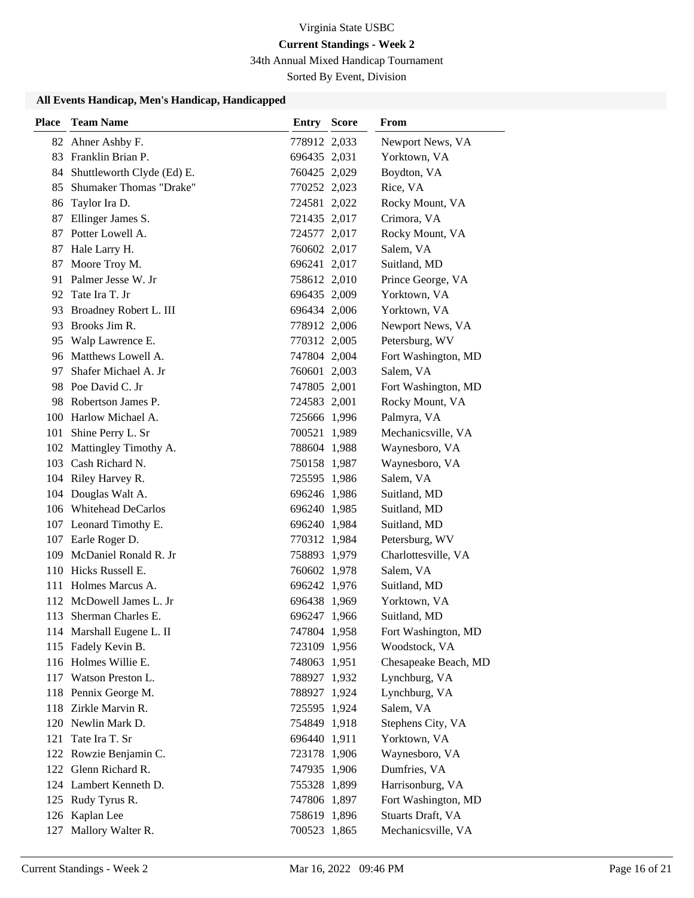Virginia State USBC

**Current Standings - Week 2**

34th Annual Mixed Handicap Tournament

Sorted By Event, Division

### All Events Handicap, Men's Handicap, Handicapped

| Place | Team Name | Entry | Score | From |
|---|---|---|---|---|
| 82 | Ahner Ashby F. | 778912 | 2,033 | Newport News, VA |
| 83 | Franklin Brian P. | 696435 | 2,031 | Yorktown, VA |
| 84 | Shuttleworth Clyde (Ed) E. | 760425 | 2,029 | Boydton, VA |
| 85 | Shumaker Thomas "Drake" | 770252 | 2,023 | Rice, VA |
| 86 | Taylor Ira D. | 724581 | 2,022 | Rocky Mount, VA |
| 87 | Ellinger James S. | 721435 | 2,017 | Crimora, VA |
| 87 | Potter Lowell A. | 724577 | 2,017 | Rocky Mount, VA |
| 87 | Hale Larry H. | 760602 | 2,017 | Salem, VA |
| 87 | Moore Troy M. | 696241 | 2,017 | Suitland, MD |
| 91 | Palmer Jesse W. Jr | 758612 | 2,010 | Prince George, VA |
| 92 | Tate Ira T. Jr | 696435 | 2,009 | Yorktown, VA |
| 93 | Broadney Robert L. III | 696434 | 2,006 | Yorktown, VA |
| 93 | Brooks Jim R. | 778912 | 2,006 | Newport News, VA |
| 95 | Walp Lawrence E. | 770312 | 2,005 | Petersburg, WV |
| 96 | Matthews Lowell A. | 747804 | 2,004 | Fort Washington, MD |
| 97 | Shafer Michael A. Jr | 760601 | 2,003 | Salem, VA |
| 98 | Poe David C. Jr | 747805 | 2,001 | Fort Washington, MD |
| 98 | Robertson James P. | 724583 | 2,001 | Rocky Mount, VA |
| 100 | Harlow Michael A. | 725666 | 1,996 | Palmyra, VA |
| 101 | Shine Perry L. Sr | 700521 | 1,989 | Mechanicsville, VA |
| 102 | Mattingley Timothy A. | 788604 | 1,988 | Waynesboro, VA |
| 103 | Cash Richard N. | 750158 | 1,987 | Waynesboro, VA |
| 104 | Riley Harvey R. | 725595 | 1,986 | Salem, VA |
| 104 | Douglas Walt A. | 696246 | 1,986 | Suitland, MD |
| 106 | Whitehead DeCarlos | 696240 | 1,985 | Suitland, MD |
| 107 | Leonard Timothy E. | 696240 | 1,984 | Suitland, MD |
| 107 | Earle Roger D. | 770312 | 1,984 | Petersburg, WV |
| 109 | McDaniel Ronald R. Jr | 758893 | 1,979 | Charlottesville, VA |
| 110 | Hicks Russell E. | 760602 | 1,978 | Salem, VA |
| 111 | Holmes Marcus A. | 696242 | 1,976 | Suitland, MD |
| 112 | McDowell James L. Jr | 696438 | 1,969 | Yorktown, VA |
| 113 | Sherman Charles E. | 696247 | 1,966 | Suitland, MD |
| 114 | Marshall Eugene L. II | 747804 | 1,958 | Fort Washington, MD |
| 115 | Fadely Kevin B. | 723109 | 1,956 | Woodstock, VA |
| 116 | Holmes Willie E. | 748063 | 1,951 | Chesapeake Beach, MD |
| 117 | Watson Preston L. | 788927 | 1,932 | Lynchburg, VA |
| 118 | Pennix George M. | 788927 | 1,924 | Lynchburg, VA |
| 118 | Zirkle Marvin R. | 725595 | 1,924 | Salem, VA |
| 120 | Newlin Mark D. | 754849 | 1,918 | Stephens City, VA |
| 121 | Tate Ira T. Sr | 696440 | 1,911 | Yorktown, VA |
| 122 | Rowzie Benjamin C. | 723178 | 1,906 | Waynesboro, VA |
| 122 | Glenn Richard R. | 747935 | 1,906 | Dumfries, VA |
| 124 | Lambert Kenneth D. | 755328 | 1,899 | Harrisonburg, VA |
| 125 | Rudy Tyrus R. | 747806 | 1,897 | Fort Washington, MD |
| 126 | Kaplan Lee | 758619 | 1,896 | Stuarts Draft, VA |
| 127 | Mallory Walter R. | 700523 | 1,865 | Mechanicsville, VA |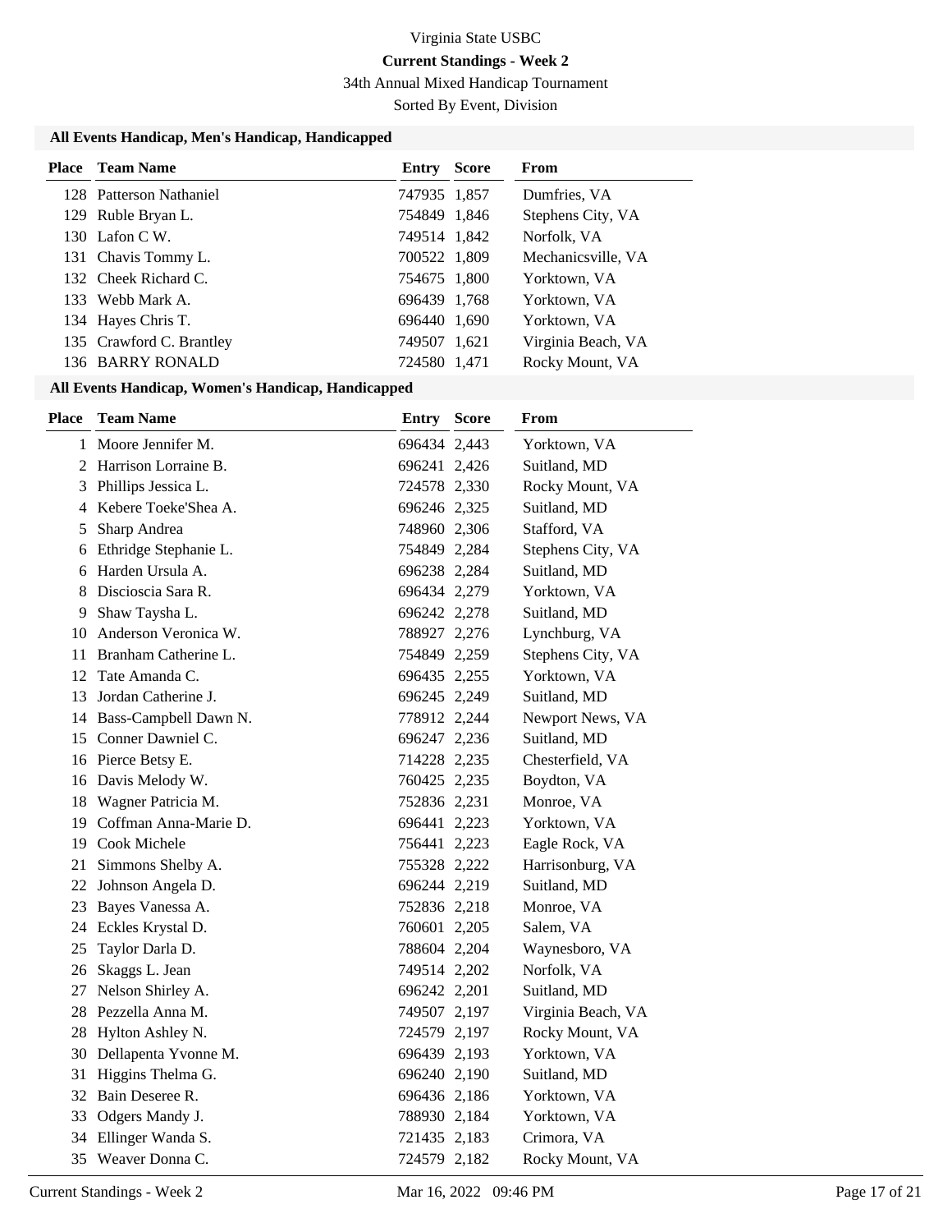Virginia State USBC

**Current Standings - Week 2**

34th Annual Mixed Handicap Tournament

Sorted By Event, Division

### All Events Handicap, Men's Handicap, Handicapped

| Place | Team Name | Entry | Score | From |
|---|---|---|---|---|
| 128 | Patterson Nathaniel | 747935 | 1,857 | Dumfries, VA |
| 129 | Ruble Bryan L. | 754849 | 1,846 | Stephens City, VA |
| 130 | Lafon C W. | 749514 | 1,842 | Norfolk, VA |
| 131 | Chavis Tommy L. | 700522 | 1,809 | Mechanicsville, VA |
| 132 | Cheek Richard C. | 754675 | 1,800 | Yorktown, VA |
| 133 | Webb Mark A. | 696439 | 1,768 | Yorktown, VA |
| 134 | Hayes Chris T. | 696440 | 1,690 | Yorktown, VA |
| 135 | Crawford C. Brantley | 749507 | 1,621 | Virginia Beach, VA |
| 136 | BARRY RONALD | 724580 | 1,471 | Rocky Mount, VA |

### All Events Handicap, Women's Handicap, Handicapped

| Place | Team Name | Entry | Score | From |
|---|---|---|---|---|
| 1 | Moore Jennifer M. | 696434 | 2,443 | Yorktown, VA |
| 2 | Harrison Lorraine B. | 696241 | 2,426 | Suitland, MD |
| 3 | Phillips Jessica L. | 724578 | 2,330 | Rocky Mount, VA |
| 4 | Kebere Toeke'Shea A. | 696246 | 2,325 | Suitland, MD |
| 5 | Sharp Andrea | 748960 | 2,306 | Stafford, VA |
| 6 | Ethridge Stephanie L. | 754849 | 2,284 | Stephens City, VA |
| 6 | Harden Ursula A. | 696238 | 2,284 | Suitland, MD |
| 8 | Discioscia Sara R. | 696434 | 2,279 | Yorktown, VA |
| 9 | Shaw Taysha L. | 696242 | 2,278 | Suitland, MD |
| 10 | Anderson Veronica W. | 788927 | 2,276 | Lynchburg, VA |
| 11 | Branham Catherine L. | 754849 | 2,259 | Stephens City, VA |
| 12 | Tate Amanda C. | 696435 | 2,255 | Yorktown, VA |
| 13 | Jordan Catherine J. | 696245 | 2,249 | Suitland, MD |
| 14 | Bass-Campbell Dawn N. | 778912 | 2,244 | Newport News, VA |
| 15 | Conner Dawniel C. | 696247 | 2,236 | Suitland, MD |
| 16 | Pierce Betsy E. | 714228 | 2,235 | Chesterfield, VA |
| 16 | Davis Melody W. | 760425 | 2,235 | Boydton, VA |
| 18 | Wagner Patricia M. | 752836 | 2,231 | Monroe, VA |
| 19 | Coffman Anna-Marie D. | 696441 | 2,223 | Yorktown, VA |
| 19 | Cook Michele | 756441 | 2,223 | Eagle Rock, VA |
| 21 | Simmons Shelby A. | 755328 | 2,222 | Harrisonburg, VA |
| 22 | Johnson Angela D. | 696244 | 2,219 | Suitland, MD |
| 23 | Bayes Vanessa A. | 752836 | 2,218 | Monroe, VA |
| 24 | Eckles Krystal D. | 760601 | 2,205 | Salem, VA |
| 25 | Taylor Darla D. | 788604 | 2,204 | Waynesboro, VA |
| 26 | Skaggs L. Jean | 749514 | 2,202 | Norfolk, VA |
| 27 | Nelson Shirley A. | 696242 | 2,201 | Suitland, MD |
| 28 | Pezzella Anna M. | 749507 | 2,197 | Virginia Beach, VA |
| 28 | Hylton Ashley N. | 724579 | 2,197 | Rocky Mount, VA |
| 30 | Dellapenta Yvonne M. | 696439 | 2,193 | Yorktown, VA |
| 31 | Higgins Thelma G. | 696240 | 2,190 | Suitland, MD |
| 32 | Bain Deseree R. | 696436 | 2,186 | Yorktown, VA |
| 33 | Odgers Mandy J. | 788930 | 2,184 | Yorktown, VA |
| 34 | Ellinger Wanda S. | 721435 | 2,183 | Crimora, VA |
| 35 | Weaver Donna C. | 724579 | 2,182 | Rocky Mount, VA |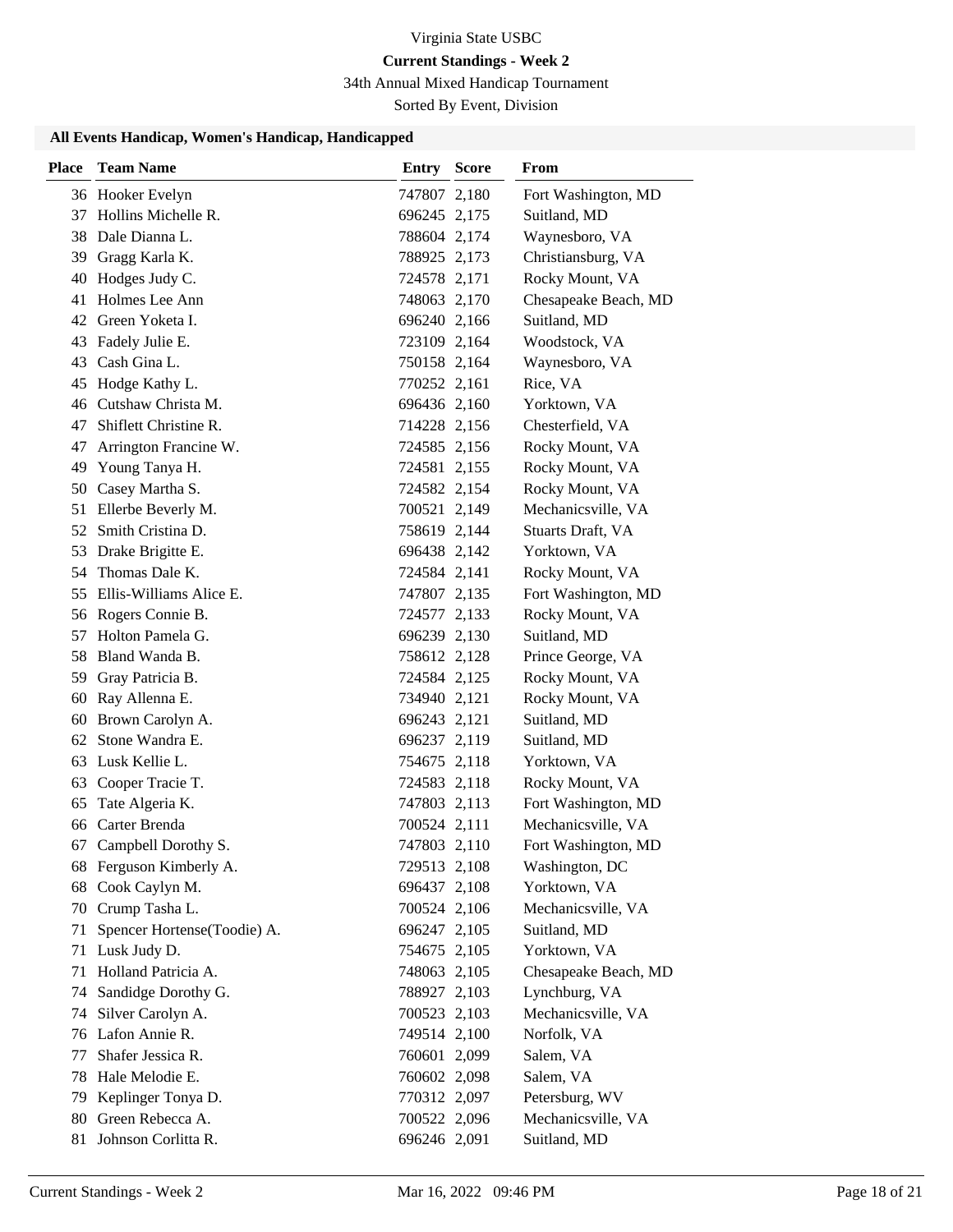Virginia State USBC

**Current Standings - Week 2**

34th Annual Mixed Handicap Tournament

Sorted By Event, Division

### All Events Handicap, Women's Handicap, Handicapped

| Place | Team Name | Entry | Score | From |
|---|---|---|---|---|
| 36 | Hooker Evelyn | 747807 | 2,180 | Fort Washington, MD |
| 37 | Hollins Michelle R. | 696245 | 2,175 | Suitland, MD |
| 38 | Dale Dianna L. | 788604 | 2,174 | Waynesboro, VA |
| 39 | Gragg Karla K. | 788925 | 2,173 | Christiansburg, VA |
| 40 | Hodges Judy C. | 724578 | 2,171 | Rocky Mount, VA |
| 41 | Holmes Lee Ann | 748063 | 2,170 | Chesapeake Beach, MD |
| 42 | Green Yoketa I. | 696240 | 2,166 | Suitland, MD |
| 43 | Fadely Julie E. | 723109 | 2,164 | Woodstock, VA |
| 43 | Cash Gina L. | 750158 | 2,164 | Waynesboro, VA |
| 45 | Hodge Kathy L. | 770252 | 2,161 | Rice, VA |
| 46 | Cutshaw Christa M. | 696436 | 2,160 | Yorktown, VA |
| 47 | Shiflett Christine R. | 714228 | 2,156 | Chesterfield, VA |
| 47 | Arrington Francine W. | 724585 | 2,156 | Rocky Mount, VA |
| 49 | Young Tanya H. | 724581 | 2,155 | Rocky Mount, VA |
| 50 | Casey Martha S. | 724582 | 2,154 | Rocky Mount, VA |
| 51 | Ellerbe Beverly M. | 700521 | 2,149 | Mechanicsville, VA |
| 52 | Smith Cristina D. | 758619 | 2,144 | Stuarts Draft, VA |
| 53 | Drake Brigitte E. | 696438 | 2,142 | Yorktown, VA |
| 54 | Thomas Dale K. | 724584 | 2,141 | Rocky Mount, VA |
| 55 | Ellis-Williams Alice E. | 747807 | 2,135 | Fort Washington, MD |
| 56 | Rogers Connie B. | 724577 | 2,133 | Rocky Mount, VA |
| 57 | Holton Pamela G. | 696239 | 2,130 | Suitland, MD |
| 58 | Bland Wanda B. | 758612 | 2,128 | Prince George, VA |
| 59 | Gray Patricia B. | 724584 | 2,125 | Rocky Mount, VA |
| 60 | Ray Allenna E. | 734940 | 2,121 | Rocky Mount, VA |
| 60 | Brown Carolyn A. | 696243 | 2,121 | Suitland, MD |
| 62 | Stone Wandra E. | 696237 | 2,119 | Suitland, MD |
| 63 | Lusk Kellie L. | 754675 | 2,118 | Yorktown, VA |
| 63 | Cooper Tracie T. | 724583 | 2,118 | Rocky Mount, VA |
| 65 | Tate Algeria K. | 747803 | 2,113 | Fort Washington, MD |
| 66 | Carter Brenda | 700524 | 2,111 | Mechanicsville, VA |
| 67 | Campbell Dorothy S. | 747803 | 2,110 | Fort Washington, MD |
| 68 | Ferguson Kimberly A. | 729513 | 2,108 | Washington, DC |
| 68 | Cook Caylyn M. | 696437 | 2,108 | Yorktown, VA |
| 70 | Crump Tasha L. | 700524 | 2,106 | Mechanicsville, VA |
| 71 | Spencer Hortense(Toodie) A. | 696247 | 2,105 | Suitland, MD |
| 71 | Lusk Judy D. | 754675 | 2,105 | Yorktown, VA |
| 71 | Holland Patricia A. | 748063 | 2,105 | Chesapeake Beach, MD |
| 74 | Sandidge Dorothy G. | 788927 | 2,103 | Lynchburg, VA |
| 74 | Silver Carolyn A. | 700523 | 2,103 | Mechanicsville, VA |
| 76 | Lafon Annie R. | 749514 | 2,100 | Norfolk, VA |
| 77 | Shafer Jessica R. | 760601 | 2,099 | Salem, VA |
| 78 | Hale Melodie E. | 760602 | 2,098 | Salem, VA |
| 79 | Keplinger Tonya D. | 770312 | 2,097 | Petersburg, WV |
| 80 | Green Rebecca A. | 700522 | 2,096 | Mechanicsville, VA |
| 81 | Johnson Corlitta R. | 696246 | 2,091 | Suitland, MD |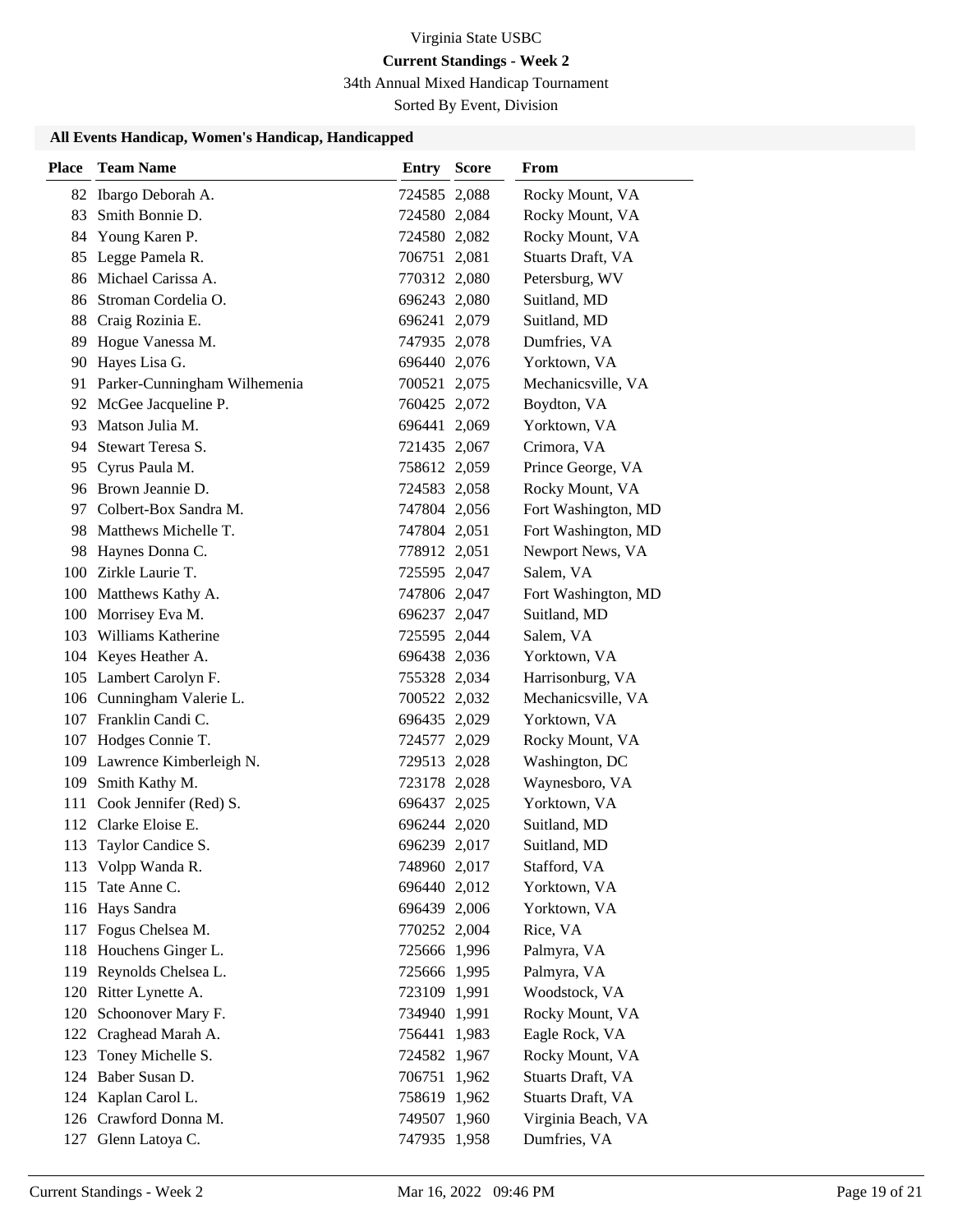# Virginia State USBC

## Current Standings - Week 2

34th Annual Mixed Handicap Tournament

Sorted By Event, Division

### All Events Handicap, Women's Handicap, Handicapped

| Place | Team Name | Entry | Score | From |
|---|---|---|---|---|
| 82 | Ibargo Deborah A. | 724585 | 2,088 | Rocky Mount, VA |
| 83 | Smith Bonnie D. | 724580 | 2,084 | Rocky Mount, VA |
| 84 | Young Karen P. | 724580 | 2,082 | Rocky Mount, VA |
| 85 | Legge Pamela R. | 706751 | 2,081 | Stuarts Draft, VA |
| 86 | Michael Carissa A. | 770312 | 2,080 | Petersburg, WV |
| 86 | Stroman Cordelia O. | 696243 | 2,080 | Suitland, MD |
| 88 | Craig Rozinia E. | 696241 | 2,079 | Suitland, MD |
| 89 | Hogue Vanessa M. | 747935 | 2,078 | Dumfries, VA |
| 90 | Hayes Lisa G. | 696440 | 2,076 | Yorktown, VA |
| 91 | Parker-Cunningham Wilhemenia | 700521 | 2,075 | Mechanicsville, VA |
| 92 | McGee Jacqueline P. | 760425 | 2,072 | Boydton, VA |
| 93 | Matson Julia M. | 696441 | 2,069 | Yorktown, VA |
| 94 | Stewart Teresa S. | 721435 | 2,067 | Crimora, VA |
| 95 | Cyrus Paula M. | 758612 | 2,059 | Prince George, VA |
| 96 | Brown Jeannie D. | 724583 | 2,058 | Rocky Mount, VA |
| 97 | Colbert-Box Sandra M. | 747804 | 2,056 | Fort Washington, MD |
| 98 | Matthews Michelle T. | 747804 | 2,051 | Fort Washington, MD |
| 98 | Haynes Donna C. | 778912 | 2,051 | Newport News, VA |
| 100 | Zirkle Laurie T. | 725595 | 2,047 | Salem, VA |
| 100 | Matthews Kathy A. | 747806 | 2,047 | Fort Washington, MD |
| 100 | Morrisey Eva M. | 696237 | 2,047 | Suitland, MD |
| 103 | Williams Katherine | 725595 | 2,044 | Salem, VA |
| 104 | Keyes Heather A. | 696438 | 2,036 | Yorktown, VA |
| 105 | Lambert Carolyn F. | 755328 | 2,034 | Harrisonburg, VA |
| 106 | Cunningham Valerie L. | 700522 | 2,032 | Mechanicsville, VA |
| 107 | Franklin Candi C. | 696435 | 2,029 | Yorktown, VA |
| 107 | Hodges Connie T. | 724577 | 2,029 | Rocky Mount, VA |
| 109 | Lawrence Kimberleigh N. | 729513 | 2,028 | Washington, DC |
| 109 | Smith Kathy M. | 723178 | 2,028 | Waynesboro, VA |
| 111 | Cook Jennifer (Red) S. | 696437 | 2,025 | Yorktown, VA |
| 112 | Clarke Eloise E. | 696244 | 2,020 | Suitland, MD |
| 113 | Taylor Candice S. | 696239 | 2,017 | Suitland, MD |
| 113 | Volpp Wanda R. | 748960 | 2,017 | Stafford, VA |
| 115 | Tate Anne C. | 696440 | 2,012 | Yorktown, VA |
| 116 | Hays Sandra | 696439 | 2,006 | Yorktown, VA |
| 117 | Fogus Chelsea M. | 770252 | 2,004 | Rice, VA |
| 118 | Houchens Ginger L. | 725666 | 1,996 | Palmyra, VA |
| 119 | Reynolds Chelsea L. | 725666 | 1,995 | Palmyra, VA |
| 120 | Ritter Lynette A. | 723109 | 1,991 | Woodstock, VA |
| 120 | Schoonover Mary F. | 734940 | 1,991 | Rocky Mount, VA |
| 122 | Craghead Marah A. | 756441 | 1,983 | Eagle Rock, VA |
| 123 | Toney Michelle S. | 724582 | 1,967 | Rocky Mount, VA |
| 124 | Baber Susan D. | 706751 | 1,962 | Stuarts Draft, VA |
| 124 | Kaplan Carol L. | 758619 | 1,962 | Stuarts Draft, VA |
| 126 | Crawford Donna M. | 749507 | 1,960 | Virginia Beach, VA |
| 127 | Glenn Latoya C. | 747935 | 1,958 | Dumfries, VA |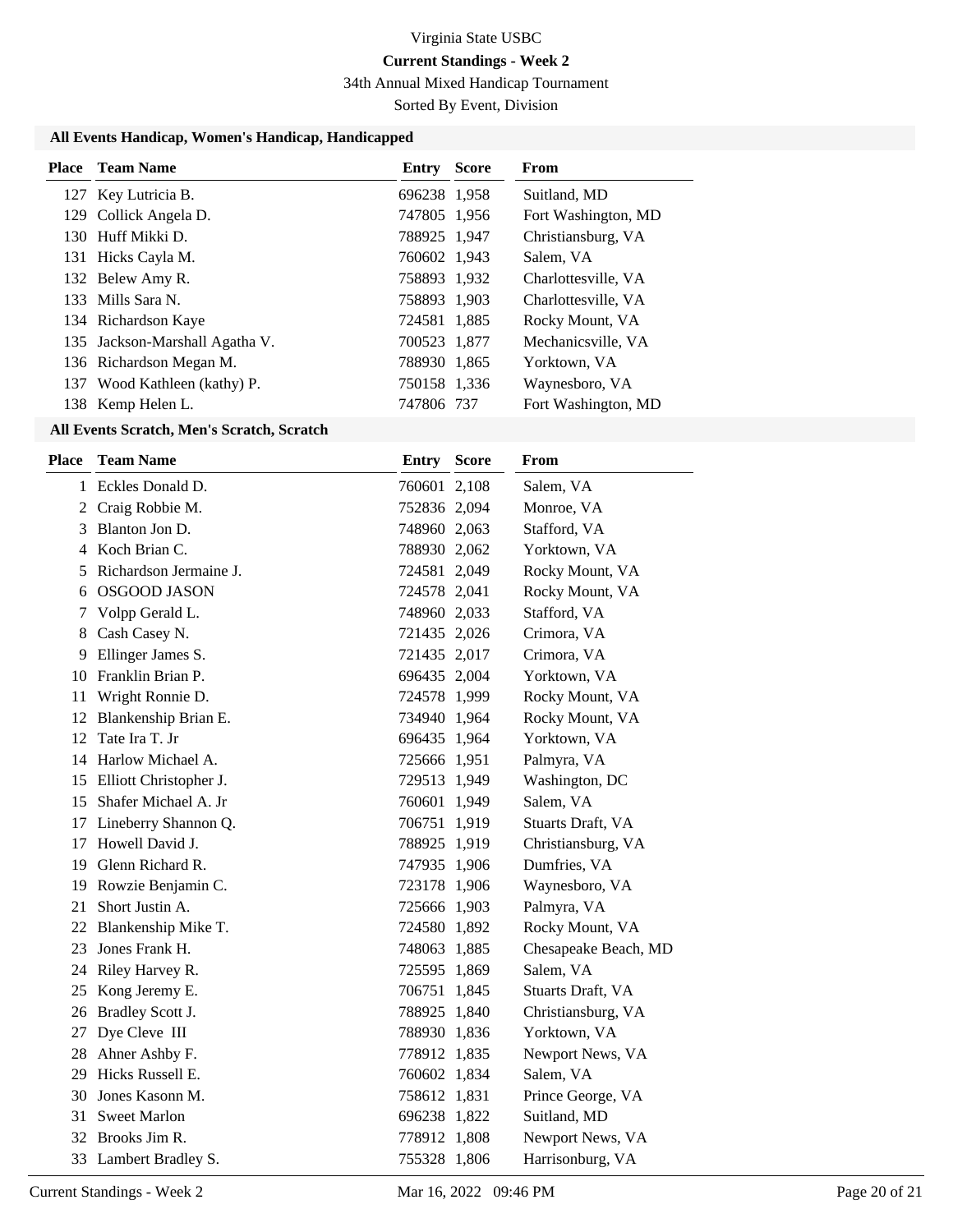Virginia State USBC

**Current Standings - Week 2**

34th Annual Mixed Handicap Tournament

Sorted By Event, Division

### All Events Handicap, Women's Handicap, Handicapped

| Place | Team Name | Entry | Score | From |
|---|---|---|---|---|
| 127 | Key Lutricia B. | 696238 | 1,958 | Suitland, MD |
| 129 | Collick Angela D. | 747805 | 1,956 | Fort Washington, MD |
| 130 | Huff Mikki D. | 788925 | 1,947 | Christiansburg, VA |
| 131 | Hicks Cayla M. | 760602 | 1,943 | Salem, VA |
| 132 | Belew Amy R. | 758893 | 1,932 | Charlottesville, VA |
| 133 | Mills Sara N. | 758893 | 1,903 | Charlottesville, VA |
| 134 | Richardson Kaye | 724581 | 1,885 | Rocky Mount, VA |
| 135 | Jackson-Marshall Agatha V. | 700523 | 1,877 | Mechanicsville, VA |
| 136 | Richardson Megan M. | 788930 | 1,865 | Yorktown, VA |
| 137 | Wood Kathleen (kathy) P. | 750158 | 1,336 | Waynesboro, VA |
| 138 | Kemp Helen L. | 747806 | 737 | Fort Washington, MD |

### All Events Scratch, Men's Scratch, Scratch

| Place | Team Name | Entry | Score | From |
|---|---|---|---|---|
| 1 | Eckles Donald D. | 760601 | 2,108 | Salem, VA |
| 2 | Craig Robbie M. | 752836 | 2,094 | Monroe, VA |
| 3 | Blanton Jon D. | 748960 | 2,063 | Stafford, VA |
| 4 | Koch Brian C. | 788930 | 2,062 | Yorktown, VA |
| 5 | Richardson Jermaine J. | 724581 | 2,049 | Rocky Mount, VA |
| 6 | OSGOOD JASON | 724578 | 2,041 | Rocky Mount, VA |
| 7 | Volpp Gerald L. | 748960 | 2,033 | Stafford, VA |
| 8 | Cash Casey N. | 721435 | 2,026 | Crimora, VA |
| 9 | Ellinger James S. | 721435 | 2,017 | Crimora, VA |
| 10 | Franklin Brian P. | 696435 | 2,004 | Yorktown, VA |
| 11 | Wright Ronnie D. | 724578 | 1,999 | Rocky Mount, VA |
| 12 | Blankenship Brian E. | 734940 | 1,964 | Rocky Mount, VA |
| 12 | Tate Ira T. Jr | 696435 | 1,964 | Yorktown, VA |
| 14 | Harlow Michael A. | 725666 | 1,951 | Palmyra, VA |
| 15 | Elliott Christopher J. | 729513 | 1,949 | Washington, DC |
| 15 | Shafer Michael A. Jr | 760601 | 1,949 | Salem, VA |
| 17 | Lineberry Shannon Q. | 706751 | 1,919 | Stuarts Draft, VA |
| 17 | Howell David J. | 788925 | 1,919 | Christiansburg, VA |
| 19 | Glenn Richard R. | 747935 | 1,906 | Dumfries, VA |
| 19 | Rowzie Benjamin C. | 723178 | 1,906 | Waynesboro, VA |
| 21 | Short Justin A. | 725666 | 1,903 | Palmyra, VA |
| 22 | Blankenship Mike T. | 724580 | 1,892 | Rocky Mount, VA |
| 23 | Jones Frank H. | 748063 | 1,885 | Chesapeake Beach, MD |
| 24 | Riley Harvey R. | 725595 | 1,869 | Salem, VA |
| 25 | Kong Jeremy E. | 706751 | 1,845 | Stuarts Draft, VA |
| 26 | Bradley Scott J. | 788925 | 1,840 | Christiansburg, VA |
| 27 | Dye Cleve III | 788930 | 1,836 | Yorktown, VA |
| 28 | Ahner Ashby F. | 778912 | 1,835 | Newport News, VA |
| 29 | Hicks Russell E. | 760602 | 1,834 | Salem, VA |
| 30 | Jones Kasonn M. | 758612 | 1,831 | Prince George, VA |
| 31 | Sweet Marlon | 696238 | 1,822 | Suitland, MD |
| 32 | Brooks Jim R. | 778912 | 1,808 | Newport News, VA |
| 33 | Lambert Bradley S. | 755328 | 1,806 | Harrisonburg, VA |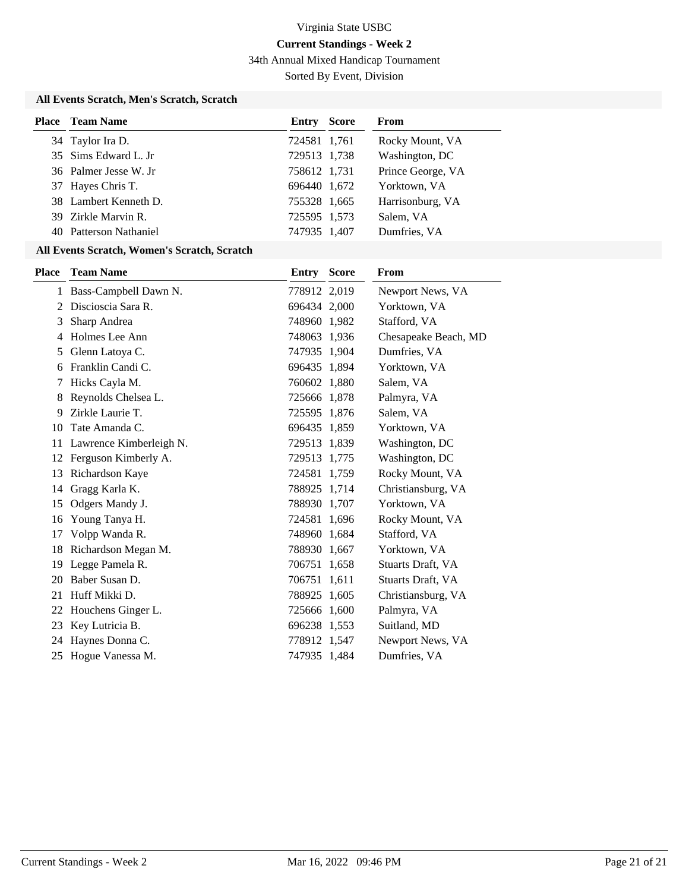Virginia State USBC

**Current Standings - Week 2**

34th Annual Mixed Handicap Tournament

Sorted By Event, Division

### All Events Scratch, Men's Scratch, Scratch

| Place | Team Name | Entry | Score | From |
|---|---|---|---|---|
| 34 | Taylor Ira D. | 724581 | 1,761 | Rocky Mount, VA |
| 35 | Sims Edward L. Jr | 729513 | 1,738 | Washington, DC |
| 36 | Palmer Jesse W. Jr | 758612 | 1,731 | Prince George, VA |
| 37 | Hayes Chris T. | 696440 | 1,672 | Yorktown, VA |
| 38 | Lambert Kenneth D. | 755328 | 1,665 | Harrisonburg, VA |
| 39 | Zirkle Marvin R. | 725595 | 1,573 | Salem, VA |
| 40 | Patterson Nathaniel | 747935 | 1,407 | Dumfries, VA |

### All Events Scratch, Women's Scratch, Scratch

| Place | Team Name | Entry | Score | From |
|---|---|---|---|---|
| 1 | Bass-Campbell Dawn N. | 778912 | 2,019 | Newport News, VA |
| 2 | Discioscia Sara R. | 696434 | 2,000 | Yorktown, VA |
| 3 | Sharp Andrea | 748960 | 1,982 | Stafford, VA |
| 4 | Holmes Lee Ann | 748063 | 1,936 | Chesapeake Beach, MD |
| 5 | Glenn Latoya C. | 747935 | 1,904 | Dumfries, VA |
| 6 | Franklin Candi C. | 696435 | 1,894 | Yorktown, VA |
| 7 | Hicks Cayla M. | 760602 | 1,880 | Salem, VA |
| 8 | Reynolds Chelsea L. | 725666 | 1,878 | Palmyra, VA |
| 9 | Zirkle Laurie T. | 725595 | 1,876 | Salem, VA |
| 10 | Tate Amanda C. | 696435 | 1,859 | Yorktown, VA |
| 11 | Lawrence Kimberleigh N. | 729513 | 1,839 | Washington, DC |
| 12 | Ferguson Kimberly A. | 729513 | 1,775 | Washington, DC |
| 13 | Richardson Kaye | 724581 | 1,759 | Rocky Mount, VA |
| 14 | Gragg Karla K. | 788925 | 1,714 | Christiansburg, VA |
| 15 | Odgers Mandy J. | 788930 | 1,707 | Yorktown, VA |
| 16 | Young Tanya H. | 724581 | 1,696 | Rocky Mount, VA |
| 17 | Volpp Wanda R. | 748960 | 1,684 | Stafford, VA |
| 18 | Richardson Megan M. | 788930 | 1,667 | Yorktown, VA |
| 19 | Legge Pamela R. | 706751 | 1,658 | Stuarts Draft, VA |
| 20 | Baber Susan D. | 706751 | 1,611 | Stuarts Draft, VA |
| 21 | Huff Mikki D. | 788925 | 1,605 | Christiansburg, VA |
| 22 | Houchens Ginger L. | 725666 | 1,600 | Palmyra, VA |
| 23 | Key Lutricia B. | 696238 | 1,553 | Suitland, MD |
| 24 | Haynes Donna C. | 778912 | 1,547 | Newport News, VA |
| 25 | Hogue Vanessa M. | 747935 | 1,484 | Dumfries, VA |